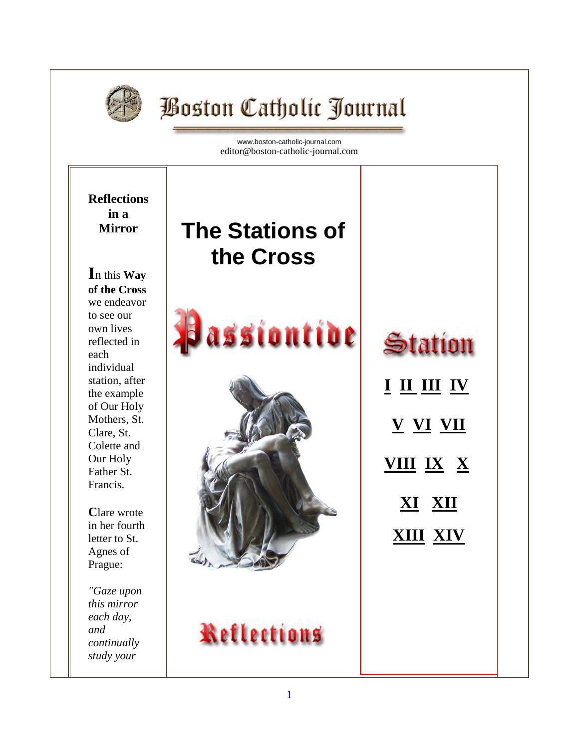# Boston Catholic Journal

www.boston-catholic-journal.com
editor@boston-catholic-journal.com

## The Stations of the Cross

Passiontide

Reflections

**Reflections in a Mirror**

**I**n this **Way of the Cross** we endeavor to see our own lives reflected in each individual station, after the example of Our Holy Mothers, St. Clare, St. Colette and Our Holy Father St. Francis.

**C**lare wrote in her fourth letter to St. Agnes of Prague:

*"Gaze upon this mirror each day, and continually study your*

Station

**I II III IV**

**V VI VII**

**VIII IX X**

**XI XII**

**XIII XIV**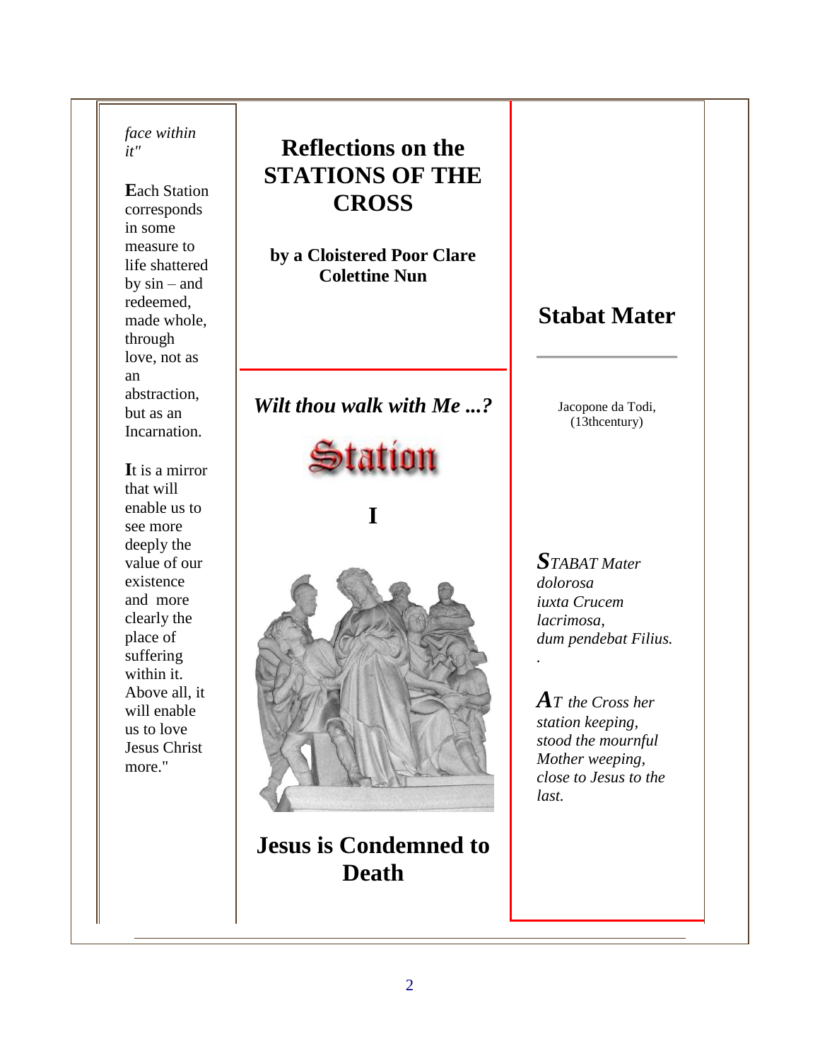*face within it"*

**E**ach Station corresponds in some measure to life shattered by sin – and redeemed, made whole, through love, not as an abstraction, but as an Incarnation.

**I**t is a mirror that will enable us to see more deeply the value of our existence and more clearly the place of suffering within it. Above all, it will enable us to love Jesus Christ more."

# Reflections on the STATIONS OF THE CROSS

**by a Cloistered Poor Clare Colettine Nun**

***Wilt thou walk with Me ...?***

**Station**

# I

# Jesus is Condemned to Death

## Stabat Mater

Jacopone da Todi, (13thcentury)

*STABAT Mater dolorosa*
*iuxta Crucem lacrimosa,*
*dum pendebat Filius.*
.

*AT the Cross her station keeping,*
*stood the mournful Mother weeping,*
*close to Jesus to the last.*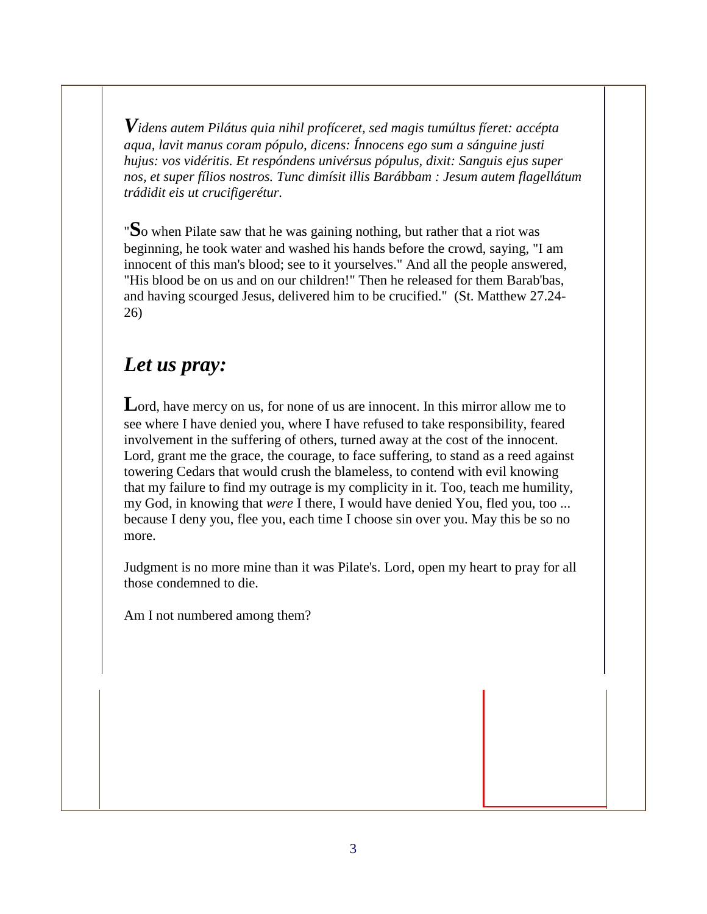*Videns autem Pilátus quia nihil profíceret, sed magis tumúltus fíeret: accépta aqua, lavit manus coram pópulo, dicens: Ínnocens ego sum a sánguine justi hujus: vos vidéritis. Et respóndens univérsus pópulus, dixit: Sanguis ejus super nos, et super fílios nostros. Tunc dimísit illis Barábbam : Jesum autem flagellátum trádidit eis ut crucifigerétur.*

"So when Pilate saw that he was gaining nothing, but rather that a riot was beginning, he took water and washed his hands before the crowd, saying, "I am innocent of this man's blood; see to it yourselves." And all the people answered, "His blood be on us and on our children!" Then he released for them Barab'bas, and having scourged Jesus, delivered him to be crucified." (St. Matthew 27.24-26)

## *Let us pray:*

Lord, have mercy on us, for none of us are innocent. In this mirror allow me to see where I have denied you, where I have refused to take responsibility, feared involvement in the suffering of others, turned away at the cost of the innocent. Lord, grant me the grace, the courage, to face suffering, to stand as a reed against towering Cedars that would crush the blameless, to contend with evil knowing that my failure to find my outrage is my complicity in it. Too, teach me humility, my God, in knowing that *were* I there, I would have denied You, fled you, too ... because I deny you, flee you, each time I choose sin over you. May this be so no more.

Judgment is no more mine than it was Pilate's. Lord, open my heart to pray for all those condemned to die.

Am I not numbered among them?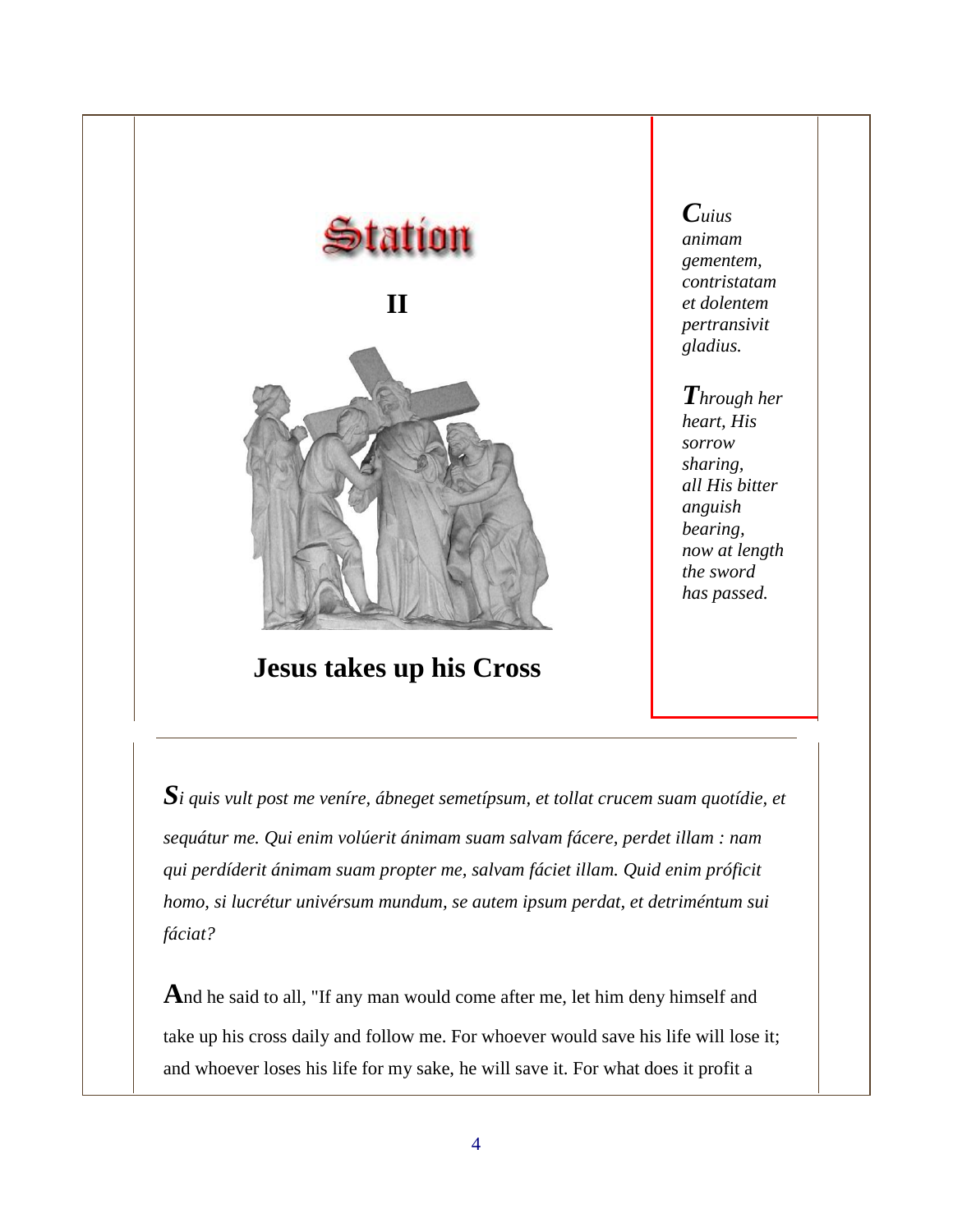# Station

## II

## Jesus takes up his Cross

*Cuius animam gementem, contristatam et dolentem pertransivit gladius.*

*Through her heart, His sorrow sharing, all His bitter anguish bearing, now at length the sword has passed.*

---

*Si quis vult post me veníre, ábneget semetípsum, et tollat crucem suam quotídie, et sequátur me. Qui enim volúerit ánimam suam salvam fácere, perdet illam : nam qui perdíderit ánimam suam propter me, salvam fáciet illam. Quid enim próficit homo, si lucrétur univérsum mundum, se autem ipsum perdat, et detriméntum sui fáciat?*

And he said to all, "If any man would come after me, let him deny himself and take up his cross daily and follow me. For whoever would save his life will lose it; and whoever loses his life for my sake, he will save it. For what does it profit a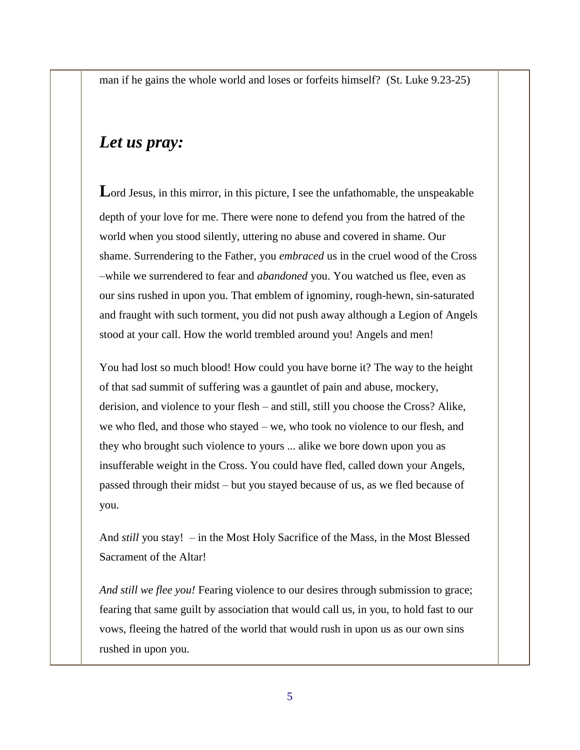man if he gains the whole world and loses or forfeits himself? (St. Luke 9.23-25)

## *Let us pray:*

**L**ord Jesus, in this mirror, in this picture, I see the unfathomable, the unspeakable depth of your love for me. There were none to defend you from the hatred of the world when you stood silently, uttering no abuse and covered in shame. Our shame. Surrendering to the Father, you *embraced* us in the cruel wood of the Cross –while we surrendered to fear and *abandoned* you. You watched us flee, even as our sins rushed in upon you. That emblem of ignominy, rough-hewn, sin-saturated and fraught with such torment, you did not push away although a Legion of Angels stood at your call. How the world trembled around you! Angels and men!

You had lost so much blood! How could you have borne it? The way to the height of that sad summit of suffering was a gauntlet of pain and abuse, mockery, derision, and violence to your flesh – and still, still you choose the Cross? Alike, we who fled, and those who stayed – we, who took no violence to our flesh, and they who brought such violence to yours ... alike we bore down upon you as insufferable weight in the Cross. You could have fled, called down your Angels, passed through their midst – but you stayed because of us, as we fled because of you.

And *still* you stay! – in the Most Holy Sacrifice of the Mass, in the Most Blessed Sacrament of the Altar!

*And still we flee you!* Fearing violence to our desires through submission to grace; fearing that same guilt by association that would call us, in you, to hold fast to our vows, fleeing the hatred of the world that would rush in upon us as our own sins rushed in upon you.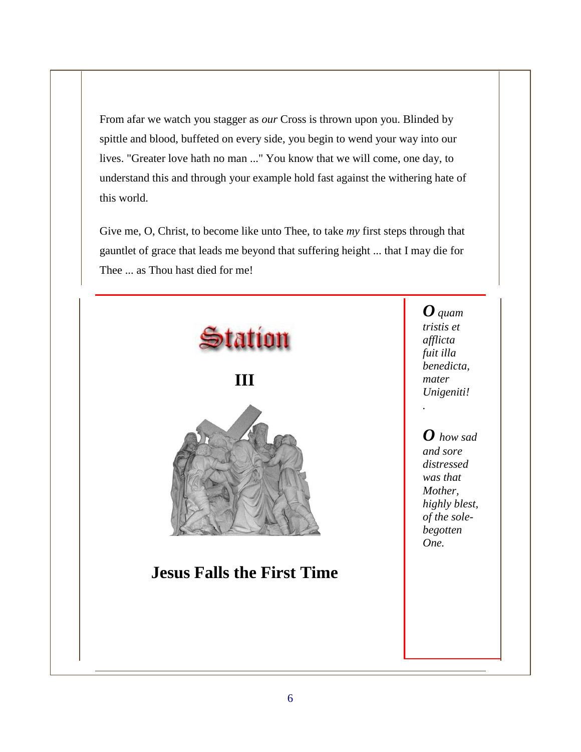From afar we watch you stagger as *our* Cross is thrown upon you. Blinded by spittle and blood, buffeted on every side, you begin to wend your way into our lives. "Greater love hath no man ..." You know that we will come, one day, to understand this and through your example hold fast against the withering hate of this world.

Give me, O, Christ, to become like unto Thee, to take *my* first steps through that gauntlet of grace that leads me beyond that suffering height ... that I may die for Thee ... as Thou hast died for me!

---

# Station

# III

## Jesus Falls the First Time

***O*** *quam tristis et afflicta fuit illa benedicta, mater Unigeniti!*

***O*** *how sad and sore distressed was that Mother, highly blest, of the sole-begotten One.*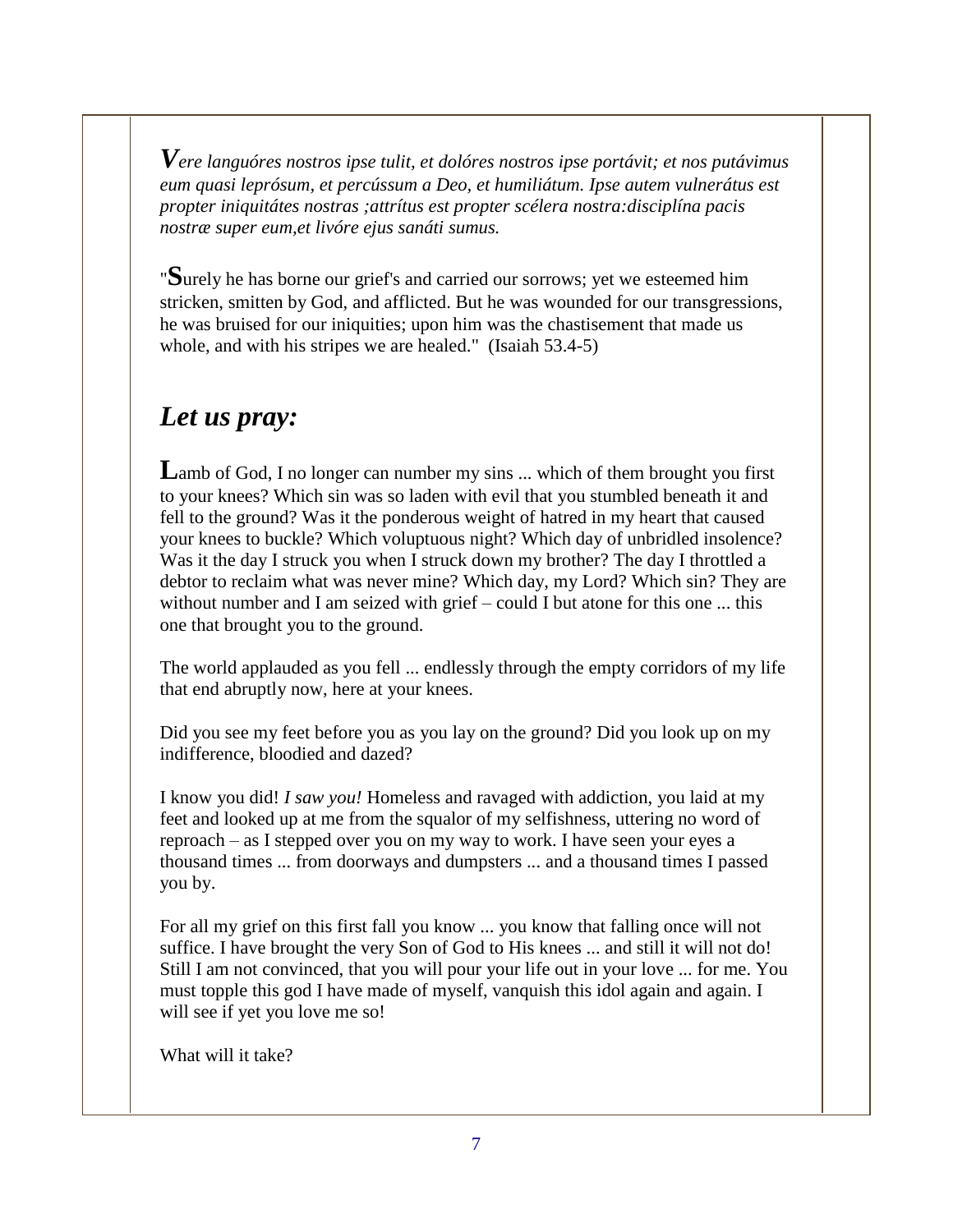*Vere languóres nostros ipse tulit, et dolóres nostros ipse portávit; et nos putávimus eum quasi leprósum, et percússum a Deo, et humiliátum. Ipse autem vulnerátus est propter iniquitátes nostras ;attrítus est propter scélera nostra:disciplína pacis nostræ super eum,et livóre ejus sanáti sumus.*

"Surely he has borne our grief's and carried our sorrows; yet we esteemed him stricken, smitten by God, and afflicted. But he was wounded for our transgressions, he was bruised for our iniquities; upon him was the chastisement that made us whole, and with his stripes we are healed." (Isaiah 53.4-5)

## *Let us pray:*

Lamb of God, I no longer can number my sins ... which of them brought you first to your knees? Which sin was so laden with evil that you stumbled beneath it and fell to the ground? Was it the ponderous weight of hatred in my heart that caused your knees to buckle? Which voluptuous night? Which day of unbridled insolence? Was it the day I struck you when I struck down my brother? The day I throttled a debtor to reclaim what was never mine? Which day, my Lord? Which sin? They are without number and I am seized with grief – could I but atone for this one ... this one that brought you to the ground.

The world applauded as you fell ... endlessly through the empty corridors of my life that end abruptly now, here at your knees.

Did you see my feet before you as you lay on the ground? Did you look up on my indifference, bloodied and dazed?

I know you did! *I saw you!* Homeless and ravaged with addiction, you laid at my feet and looked up at me from the squalor of my selfishness, uttering no word of reproach – as I stepped over you on my way to work. I have seen your eyes a thousand times ... from doorways and dumpsters ... and a thousand times I passed you by.

For all my grief on this first fall you know ... you know that falling once will not suffice. I have brought the very Son of God to His knees ... and still it will not do! Still I am not convinced, that you will pour your life out in your love ... for me. You must topple this god I have made of myself, vanquish this idol again and again. I will see if yet you love me so!

What will it take?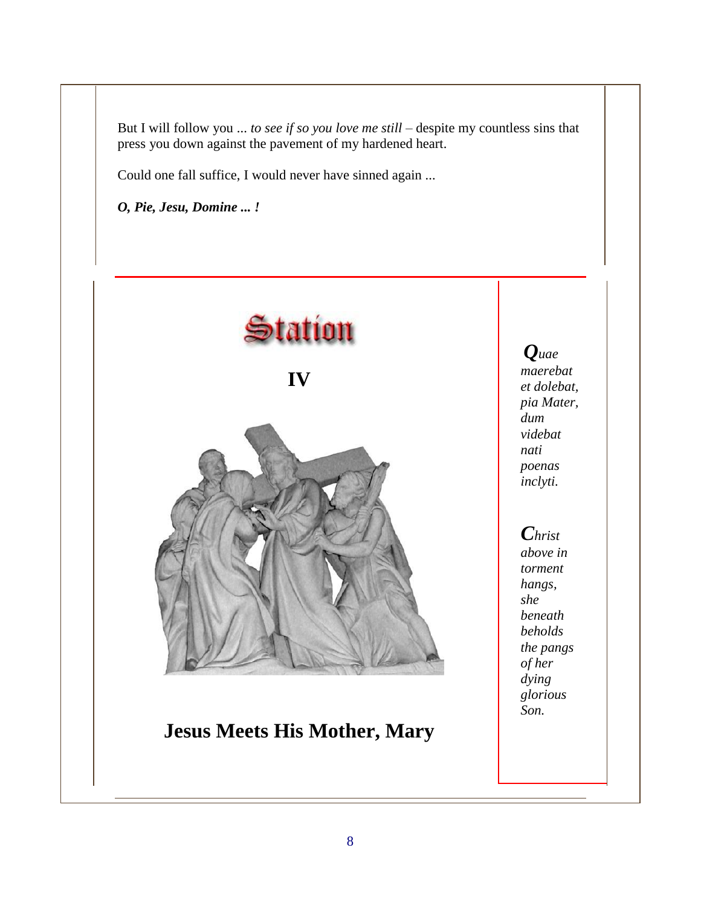But I will follow you ... *to see if so you love me still* – despite my countless sins that press you down against the pavement of my hardened heart.

Could one fall suffice, I would never have sinned again ...

***O, Pie, Jesu, Domine ... !***

---

# Station

## IV

## Jesus Meets His Mother, Mary

***Q****uae maerebat et dolebat, pia Mater, dum videbat nati poenas inclyti.*

***C****hrist above in torment hangs, she beneath beholds the pangs of her dying glorious Son.*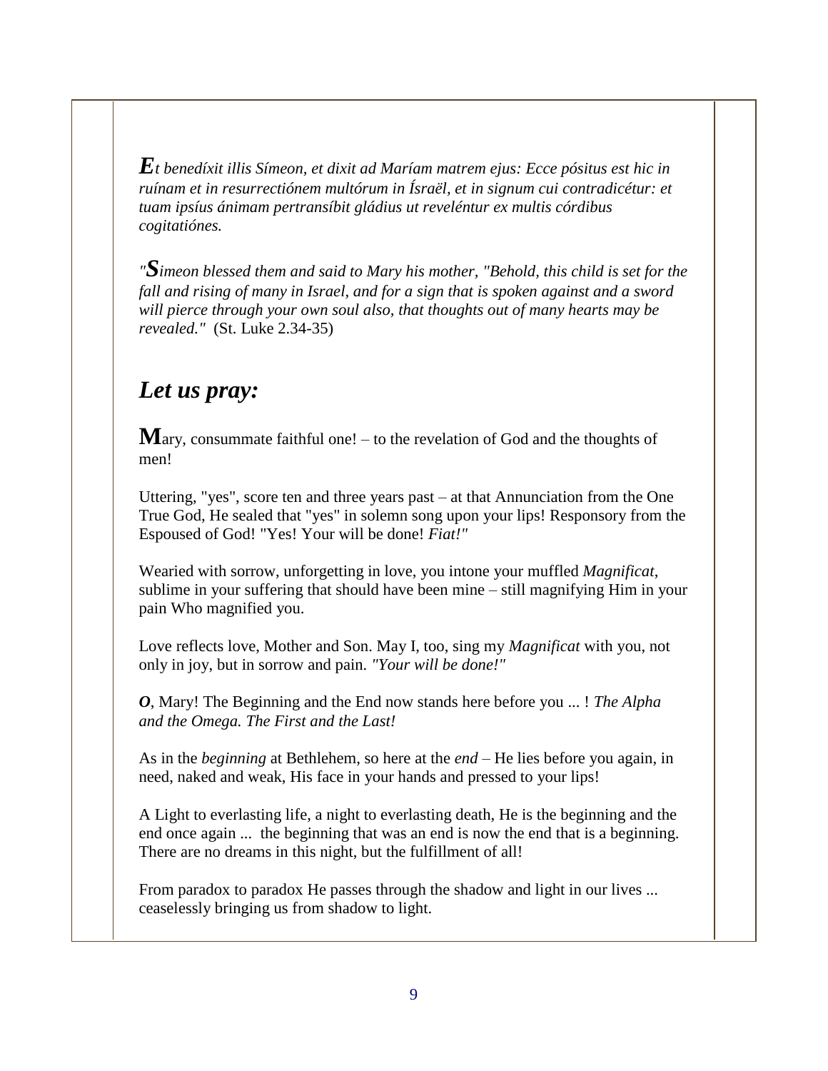***E****t benedíxit illis Símeon, et dixit ad Maríam matrem ejus: Ecce pósitus est hic in ruínam et in resurrectiónem multórum in Ísraël, et in signum cui contradicétur: et tuam ipsíus ánimam pertransíbit gládius ut reveléntur ex multis córdibus cogitatiónes.*

*"****S****imeon blessed them and said to Mary his mother, "Behold, this child is set for the fall and rising of many in Israel, and for a sign that is spoken against and a sword will pierce through your own soul also, that thoughts out of many hearts may be revealed."* (St. Luke 2.34-35)

## *Let us pray:*

**M**ary, consummate faithful one! – to the revelation of God and the thoughts of men!

Uttering, "yes", score ten and three years past – at that Annunciation from the One True God, He sealed that "yes" in solemn song upon your lips! Responsory from the Espoused of God! "Yes! Your will be done! *Fiat!"*

Wearied with sorrow, unforgetting in love, you intone your muffled *Magnificat*, sublime in your suffering that should have been mine – still magnifying Him in your pain Who magnified you.

Love reflects love, Mother and Son. May I, too, sing my *Magnificat* with you, not only in joy, but in sorrow and pain. *"Your will be done!"*

***O***, Mary! The Beginning and the End now stands here before you ... ! *The Alpha and the Omega. The First and the Last!*

As in the *beginning* at Bethlehem, so here at the *end* – He lies before you again, in need, naked and weak, His face in your hands and pressed to your lips!

A Light to everlasting life, a night to everlasting death, He is the beginning and the end once again ... the beginning that was an end is now the end that is a beginning. There are no dreams in this night, but the fulfillment of all!

From paradox to paradox He passes through the shadow and light in our lives ... ceaselessly bringing us from shadow to light.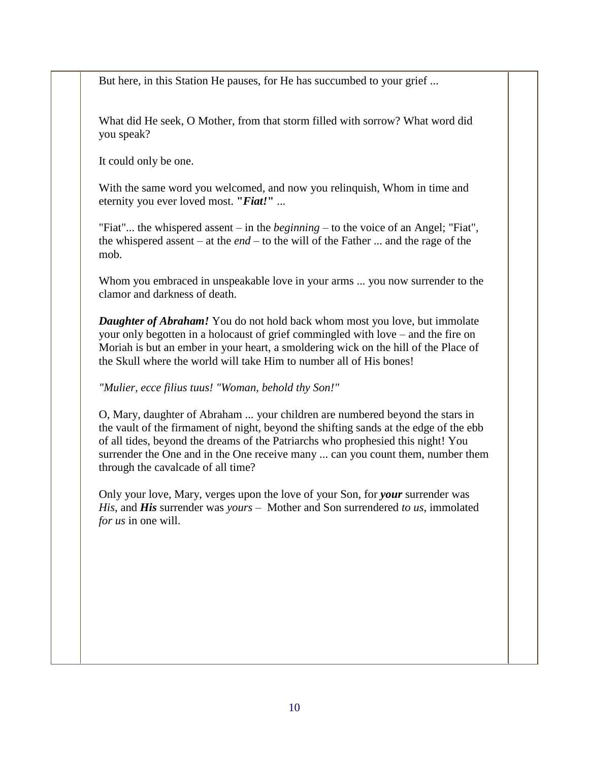But here, in this Station He pauses, for He has succumbed to your grief ...

What did He seek, O Mother, from that storm filled with sorrow? What word did you speak?

It could only be one.

With the same word you welcomed, and now you relinquish, Whom in time and eternity you ever loved most. **"*Fiat!*"** ...

"Fiat"... the whispered assent – in the *beginning* – to the voice of an Angel; "Fiat", the whispered assent – at the *end* – to the will of the Father ... and the rage of the mob.

Whom you embraced in unspeakable love in your arms ... you now surrender to the clamor and darkness of death.

***Daughter of Abraham!*** You do not hold back whom most you love, but immolate your only begotten in a holocaust of grief commingled with love – and the fire on Moriah is but an ember in your heart, a smoldering wick on the hill of the Place of the Skull where the world will take Him to number all of His bones!

*"Mulier, ecce filius tuus! "Woman, behold thy Son!"*

O, Mary, daughter of Abraham ... your children are numbered beyond the stars in the vault of the firmament of night, beyond the shifting sands at the edge of the ebb of all tides, beyond the dreams of the Patriarchs who prophesied this night! You surrender the One and in the One receive many ... can you count them, number them through the cavalcade of all time?

Only your love, Mary, verges upon the love of your Son, for ***your*** surrender was *His*, and ***His*** surrender was *yours* – Mother and Son surrendered *to us*, immolated *for us* in one will.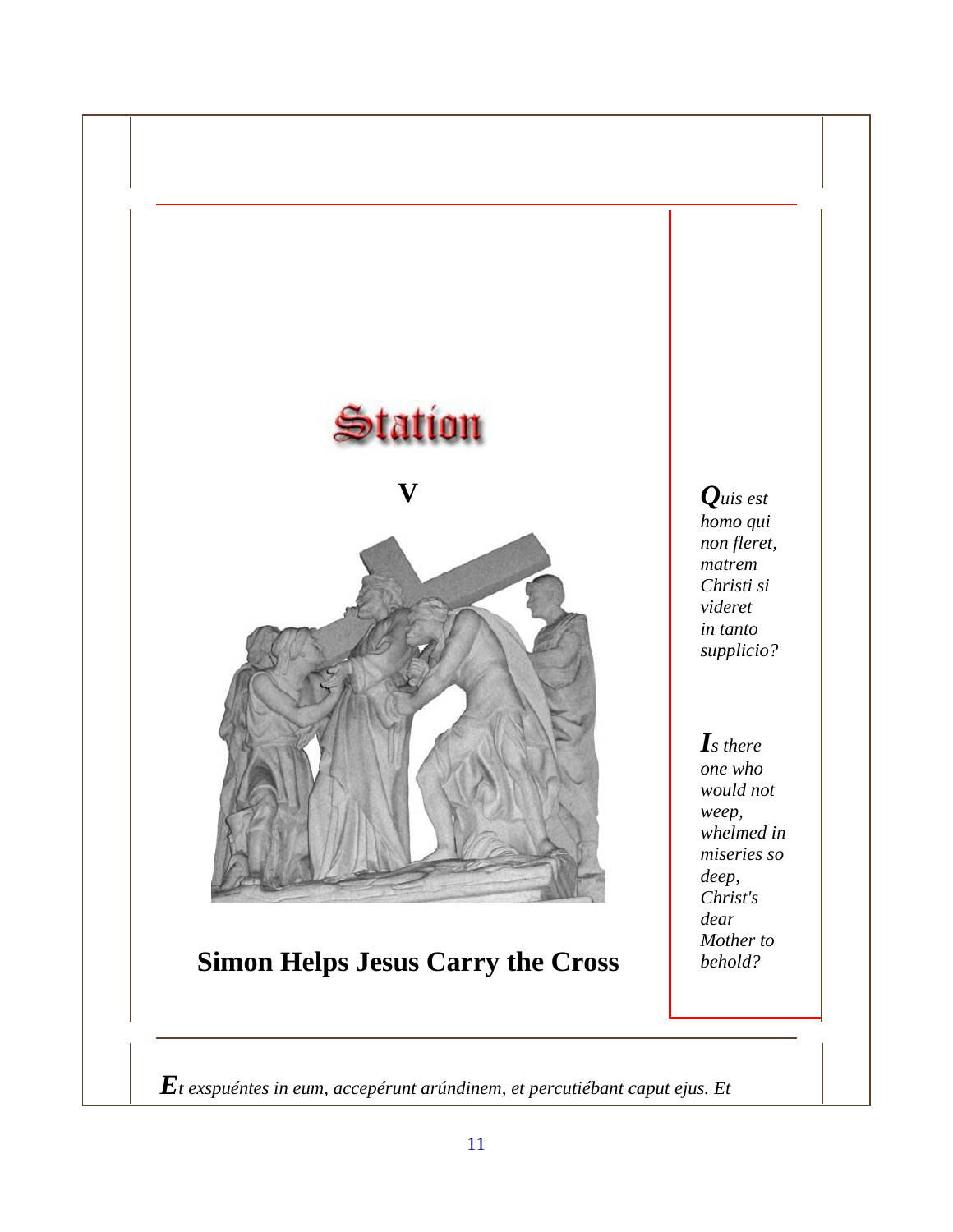# Station

## V

## Simon Helps Jesus Carry the Cross

***Q****uis est homo qui non fleret, matrem Christi si videret in tanto supplicio?*

***I****s there one who would not weep, whelmed in miseries so deep, Christ's dear Mother to behold?*

***E****t exspuéntes in eum, accepérunt arúndinem, et percutiébant caput ejus. Et*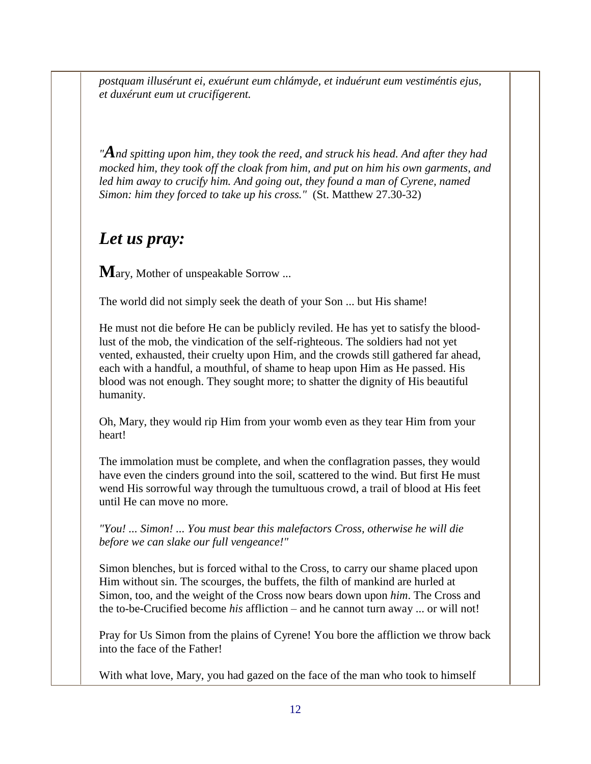*postquam illusérunt ei, exuérunt eum chlámyde, et induérunt eum vestiméntis ejus, et duxérunt eum ut crucifígerent.*

*"**A**nd spitting upon him, they took the reed, and struck his head. And after they had mocked him, they took off the cloak from him, and put on him his own garments, and led him away to crucify him. And going out, they found a man of Cyrene, named Simon: him they forced to take up his cross."* (St. Matthew 27.30-32)

## *Let us pray:*

**M**ary, Mother of unspeakable Sorrow ...

The world did not simply seek the death of your Son ... but His shame!

He must not die before He can be publicly reviled. He has yet to satisfy the blood-lust of the mob, the vindication of the self-righteous. The soldiers had not yet vented, exhausted, their cruelty upon Him, and the crowds still gathered far ahead, each with a handful, a mouthful, of shame to heap upon Him as He passed. His blood was not enough. They sought more; to shatter the dignity of His beautiful humanity.

Oh, Mary, they would rip Him from your womb even as they tear Him from your heart!

The immolation must be complete, and when the conflagration passes, they would have even the cinders ground into the soil, scattered to the wind. But first He must wend His sorrowful way through the tumultuous crowd, a trail of blood at His feet until He can move no more.

*"You! ... Simon! ... You must bear this malefactors Cross, otherwise he will die before we can slake our full vengeance!"*

Simon blenches, but is forced withal to the Cross, to carry our shame placed upon Him without sin. The scourges, the buffets, the filth of mankind are hurled at Simon, too, and the weight of the Cross now bears down upon *him*. The Cross and the to-be-Crucified become *his* affliction – and he cannot turn away ... or will not!

Pray for Us Simon from the plains of Cyrene! You bore the affliction we throw back into the face of the Father!

With what love, Mary, you had gazed on the face of the man who took to himself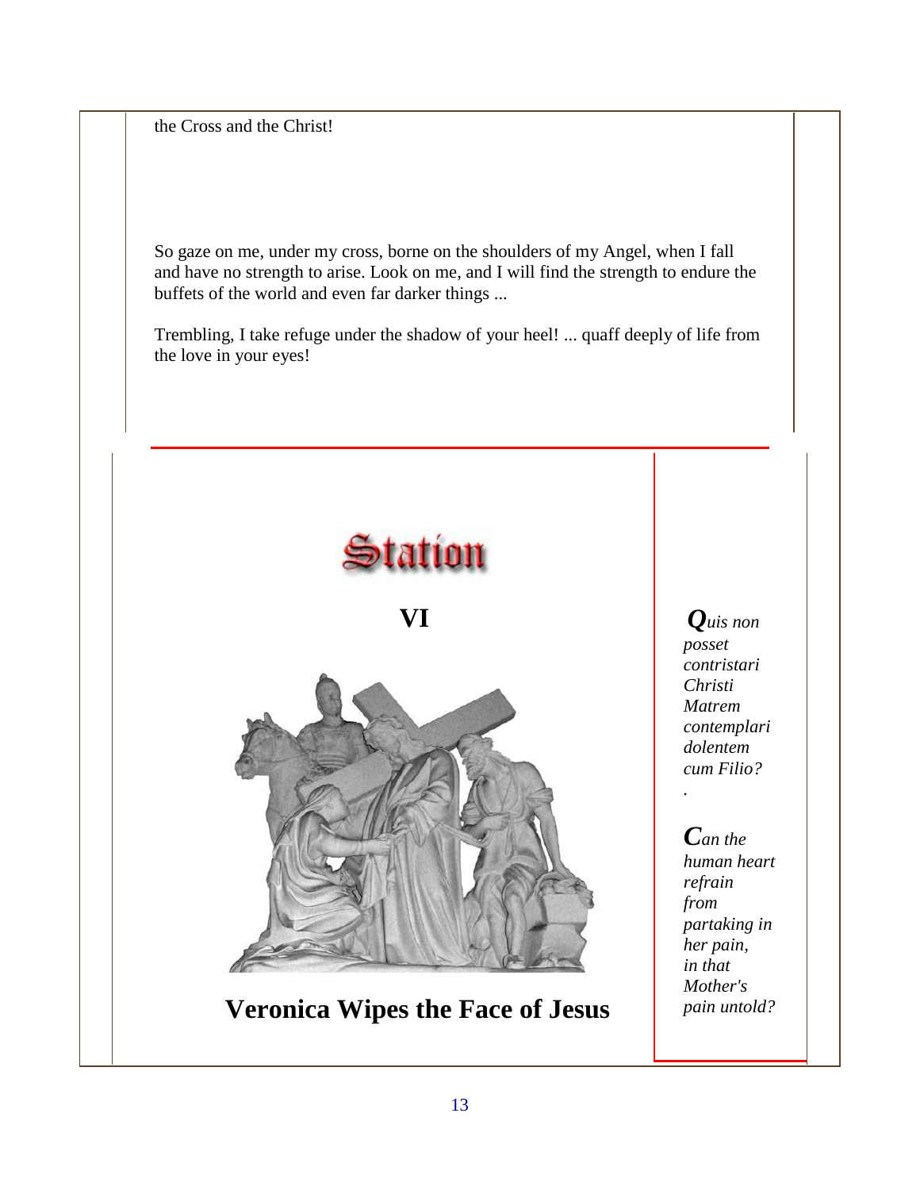the Cross and the Christ!

So gaze on me, under my cross, borne on the shoulders of my Angel, when I fall and have no strength to arise. Look on me, and I will find the strength to endure the buffets of the world and even far darker things ...

Trembling, I take refuge under the shadow of your heel! ... quaff deeply of life from the love in your eyes!

---

# Station

## VI

## Veronica Wipes the Face of Jesus

*Quis non posset contristari Christi Matrem contemplari dolentem cum Filio?*

*Can the human heart refrain from partaking in her pain, in that Mother's pain untold?*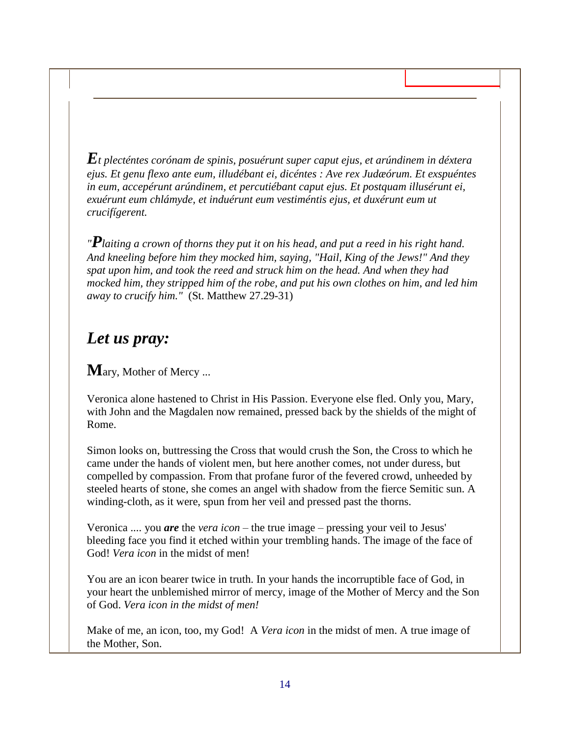*Et plecténtes corónam de spinis, posuérunt super caput ejus, et arúndinem in déxtera ejus. Et genu flexo ante eum, illudébant ei, dicéntes : Ave rex Judæórum. Et exspuéntes in eum, accepérunt arúndinem, et percutiébant caput ejus. Et postquam illusérunt ei, exuérunt eum chlámyde, et induérunt eum vestiméntis ejus, et duxérunt eum ut crucifígerent.*

*"Plaiting a crown of thorns they put it on his head, and put a reed in his right hand. And kneeling before him they mocked him, saying, "Hail, King of the Jews!" And they spat upon him, and took the reed and struck him on the head. And when they had mocked him, they stripped him of the robe, and put his own clothes on him, and led him away to crucify him."* (St. Matthew 27.29-31)

## *Let us pray:*

**M**ary, Mother of Mercy ...

Veronica alone hastened to Christ in His Passion. Everyone else fled. Only you, Mary, with John and the Magdalen now remained, pressed back by the shields of the might of Rome.

Simon looks on, buttressing the Cross that would crush the Son, the Cross to which he came under the hands of violent men, but here another comes, not under duress, but compelled by compassion. From that profane furor of the fevered crowd, unheeded by steeled hearts of stone, she comes an angel with shadow from the fierce Semitic sun. A winding-cloth, as it were, spun from her veil and pressed past the thorns.

Veronica .... you ***are*** the *vera icon* – the true image – pressing your veil to Jesus' bleeding face you find it etched within your trembling hands. The image of the face of God! *Vera icon* in the midst of men!

You are an icon bearer twice in truth. In your hands the incorruptible face of God, in your heart the unblemished mirror of mercy, image of the Mother of Mercy and the Son of God. *Vera icon in the midst of men!*

Make of me, an icon, too, my God! A *Vera icon* in the midst of men. A true image of the Mother, Son.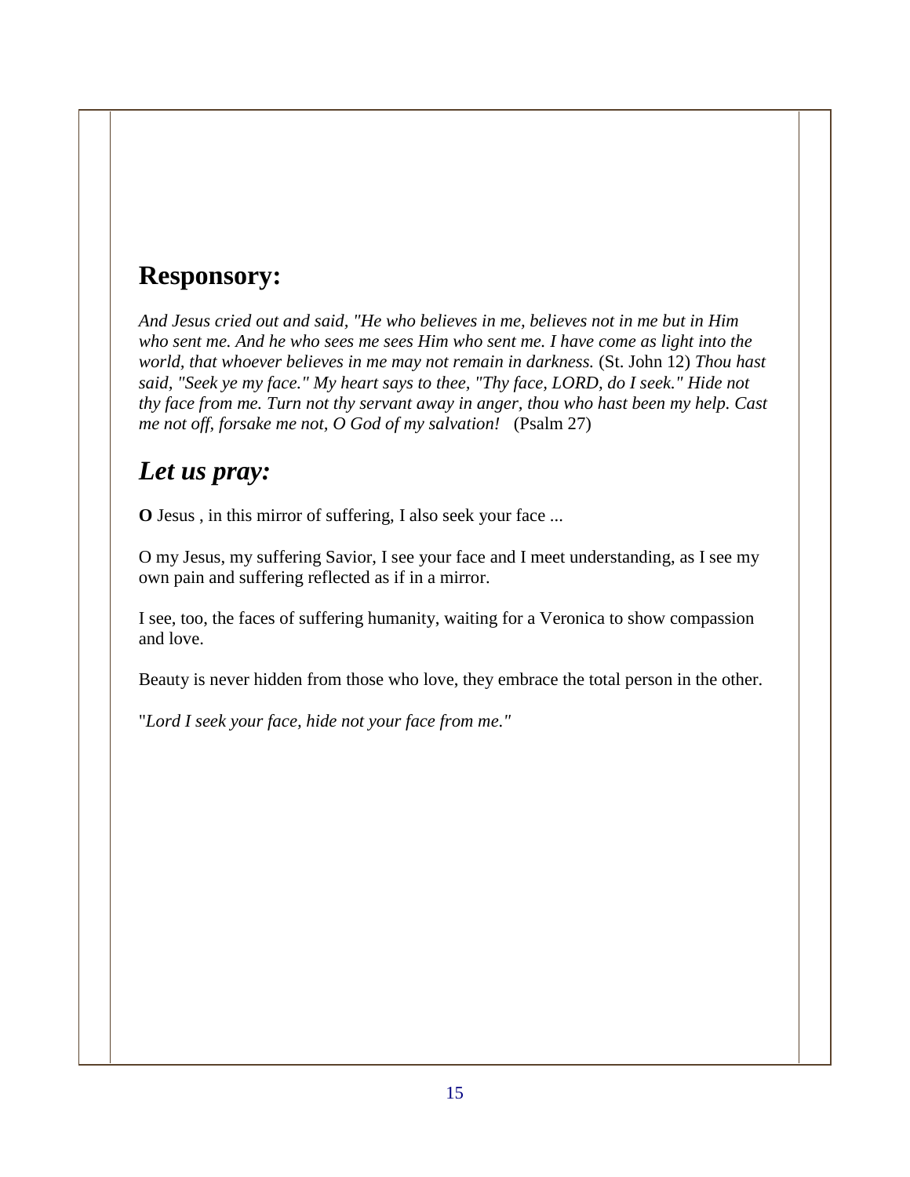## Responsory:

*And Jesus cried out and said, "He who believes in me, believes not in me but in Him who sent me. And he who sees me sees Him who sent me. I have come as light into the world, that whoever believes in me may not remain in darkness.* (St. John 12) *Thou hast said, "Seek ye my face." My heart says to thee, "Thy face, LORD, do I seek." Hide not thy face from me. Turn not thy servant away in anger, thou who hast been my help. Cast me not off, forsake me not, O God of my salvation!* (Psalm 27)

## *Let us pray:*

**O** Jesus , in this mirror of suffering, I also seek your face ...

O my Jesus, my suffering Savior, I see your face and I meet understanding, as I see my own pain and suffering reflected as if in a mirror.

I see, too, the faces of suffering humanity, waiting for a Veronica to show compassion and love.

Beauty is never hidden from those who love, they embrace the total person in the other.

"*Lord I seek your face, hide not your face from me."*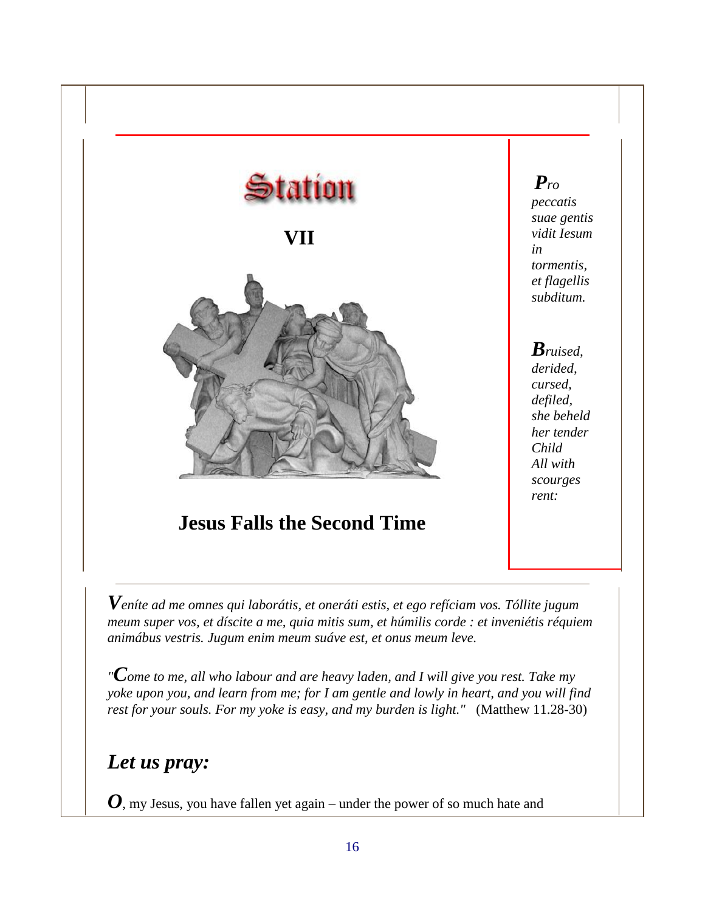# Station

## VII

## Jesus Falls the Second Time

*Pro peccatis suae gentis vidit Iesum in tormentis, et flagellis subditum.*

*Bruised, derided, cursed, defiled, she beheld her tender Child All with scourges rent:*

---

*Veníte ad me omnes qui laborátis, et oneráti estis, et ego refíciam vos. Tóllite jugum meum super vos, et díscite a me, quia mitis sum, et húmilis corde : et inveniétis réquiem animábus vestris. Jugum enim meum suáve est, et onus meum leve.*

*"Come to me, all who labour and are heavy laden, and I will give you rest. Take my yoke upon you, and learn from me; for I am gentle and lowly in heart, and you will find rest for your souls. For my yoke is easy, and my burden is light."* (Matthew 11.28-30)

## *Let us pray:*

**O**, my Jesus, you have fallen yet again – under the power of so much hate and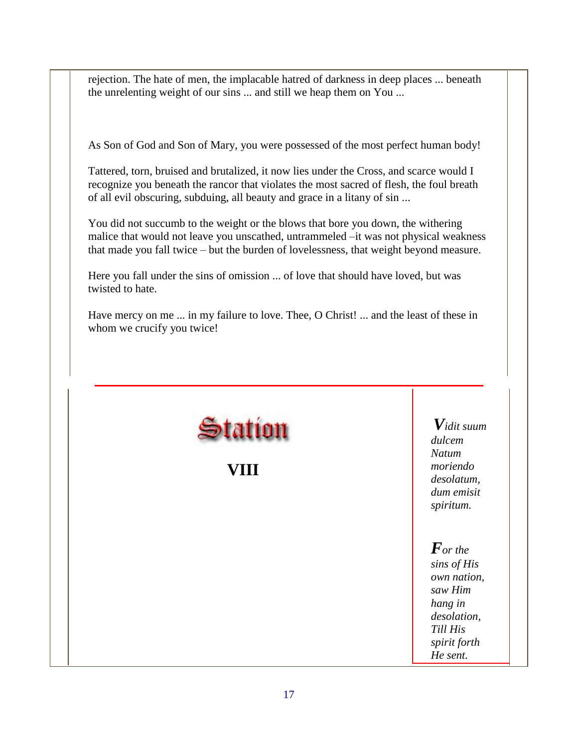rejection. The hate of men, the implacable hatred of darkness in deep places ... beneath the unrelenting weight of our sins ... and still we heap them on You ...

As Son of God and Son of Mary, you were possessed of the most perfect human body!

Tattered, torn, bruised and brutalized, it now lies under the Cross, and scarce would I recognize you beneath the rancor that violates the most sacred of flesh, the foul breath of all evil obscuring, subduing, all beauty and grace in a litany of sin ...

You did not succumb to the weight or the blows that bore you down, the withering malice that would not leave you unscathed, untrammeled –it was not physical weakness that made you fall twice – but the burden of lovelessness, that weight beyond measure.

Here you fall under the sins of omission ... of love that should have loved, but was twisted to hate.

Have mercy on me ... in my failure to love. Thee, O Christ! ... and the least of these in whom we crucify you twice!

## Station

## VIII

*Vidit suum dulcem Natum moriendo desolatum, dum emisit spiritum.*

*For the sins of His own nation, saw Him hang in desolation, Till His spirit forth He sent.*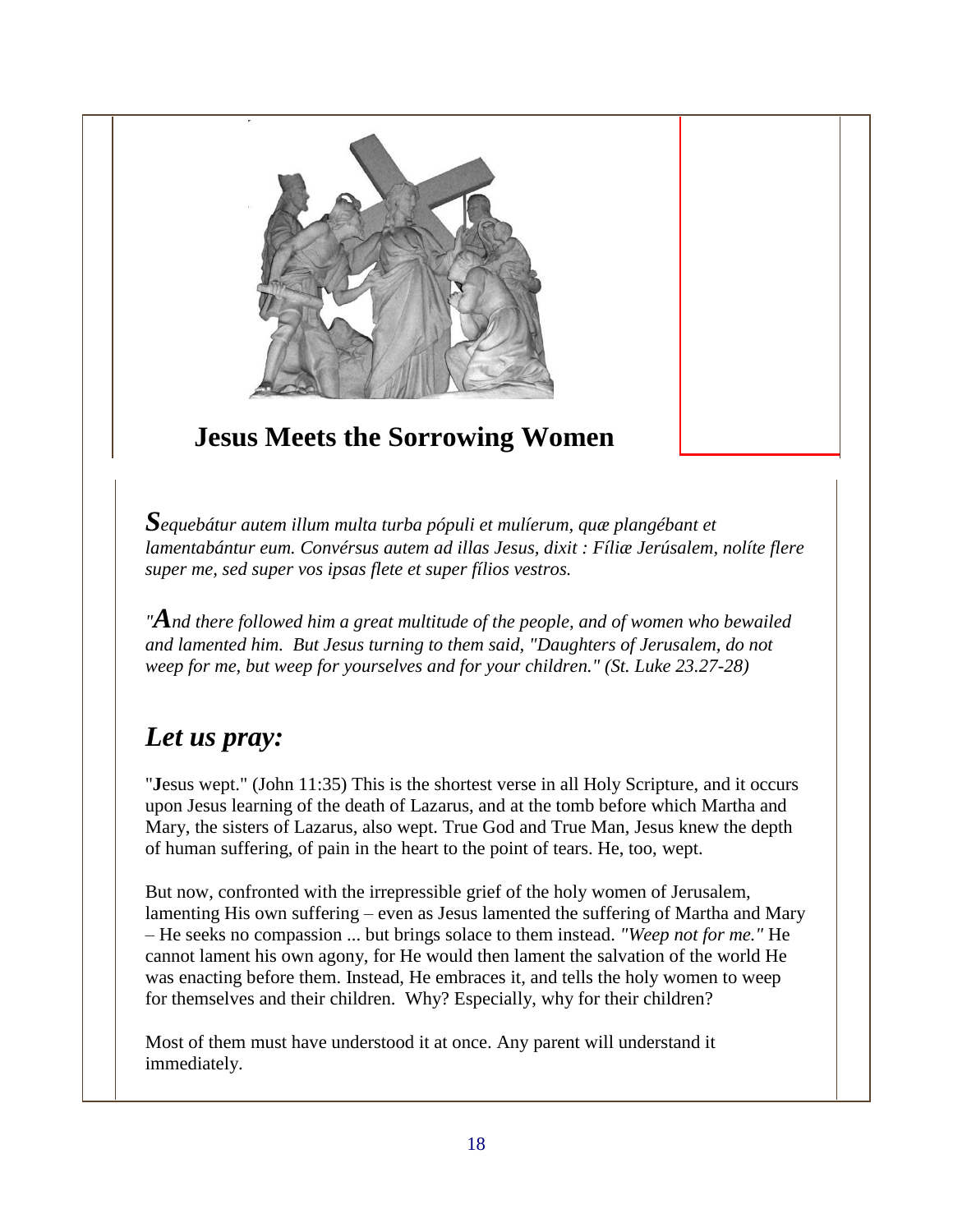## Jesus Meets the Sorrowing Women

***S**equebátur autem illum multa turba pópuli et mulíerum, quæ plangébant et lamentabántur eum. Convérsus autem ad illas Jesus, dixit : Fíliæ Jerúsalem, nolíte flere super me, sed super vos ipsas flete et super fílios vestros.*

*"**A**nd there followed him a great multitude of the people, and of women who bewailed and lamented him. But Jesus turning to them said, "Daughters of Jerusalem, do not weep for me, but weep for yourselves and for your children." (St. Luke 23.27-28)*

## *Let us pray:*

"**J**esus wept." (John 11:35) This is the shortest verse in all Holy Scripture, and it occurs upon Jesus learning of the death of Lazarus, and at the tomb before which Martha and Mary, the sisters of Lazarus, also wept. True God and True Man, Jesus knew the depth of human suffering, of pain in the heart to the point of tears. He, too, wept.

But now, confronted with the irrepressible grief of the holy women of Jerusalem, lamenting His own suffering – even as Jesus lamented the suffering of Martha and Mary – He seeks no compassion ... but brings solace to them instead. *"Weep not for me."* He cannot lament his own agony, for He would then lament the salvation of the world He was enacting before them. Instead, He embraces it, and tells the holy women to weep for themselves and their children. Why? Especially, why for their children?

Most of them must have understood it at once. Any parent will understand it immediately.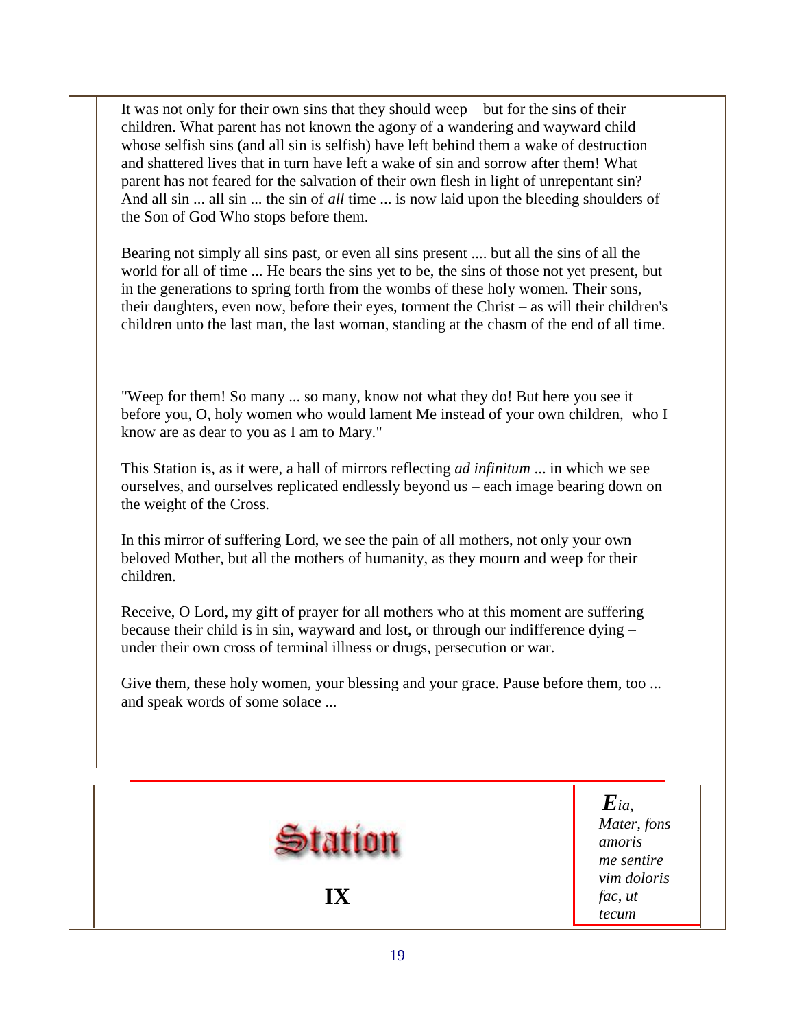It was not only for their own sins that they should weep – but for the sins of their children. What parent has not known the agony of a wandering and wayward child whose selfish sins (and all sin is selfish) have left behind them a wake of destruction and shattered lives that in turn have left a wake of sin and sorrow after them! What parent has not feared for the salvation of their own flesh in light of unrepentant sin? And all sin ... all sin ... the sin of *all* time ... is now laid upon the bleeding shoulders of the Son of God Who stops before them.

Bearing not simply all sins past, or even all sins present .... but all the sins of all the world for all of time ... He bears the sins yet to be, the sins of those not yet present, but in the generations to spring forth from the wombs of these holy women. Their sons, their daughters, even now, before their eyes, torment the Christ – as will their children's children unto the last man, the last woman, standing at the chasm of the end of all time.

"Weep for them! So many ... so many, know not what they do! But here you see it before you, O, holy women who would lament Me instead of your own children, who I know are as dear to you as I am to Mary."

This Station is, as it were, a hall of mirrors reflecting *ad infinitum* ... in which we see ourselves, and ourselves replicated endlessly beyond us – each image bearing down on the weight of the Cross.

In this mirror of suffering Lord, we see the pain of all mothers, not only your own beloved Mother, but all the mothers of humanity, as they mourn and weep for their children.

Receive, O Lord, my gift of prayer for all mothers who at this moment are suffering because their child is in sin, wayward and lost, or through our indifference dying – under their own cross of terminal illness or drugs, persecution or war.

Give them, these holy women, your blessing and your grace. Pause before them, too ... and speak words of some solace ...

# Station IX

*Eia, Mater, fons amoris me sentire vim doloris fac, ut tecum*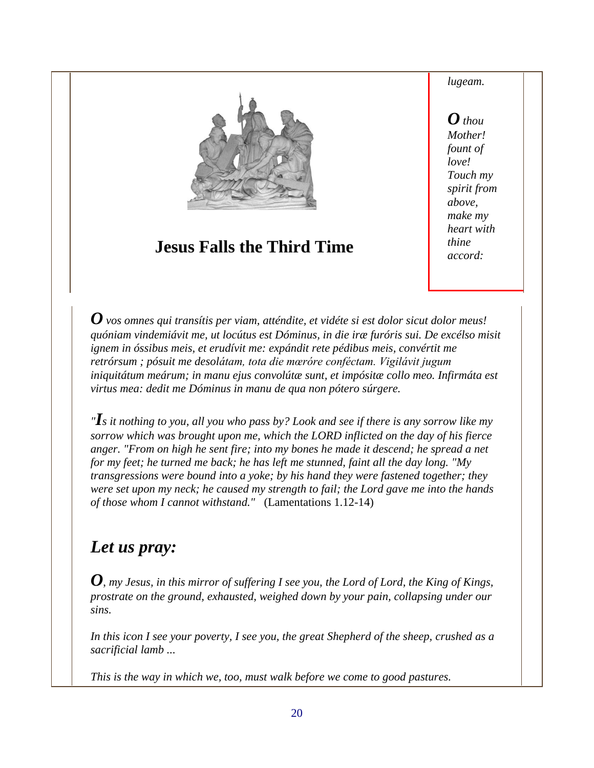# Jesus Falls the Third Time

*lugeam.*

***O** thou Mother! fount of love! Touch my spirit from above, make my heart with thine accord:*

***O** vos omnes qui transítis per viam, atténdite, et vidéte si est dolor sicut dolor meus! quóniam vindemiávit me, ut locútus est Dóminus, in die iræ furóris sui. De excélso misit ignem in óssibus meis, et erudívit me: expándit rete pédibus meis, convértit me retrórsum ; pósuit me desolátam, tota die mæróre conféctam. Vigilávit jugum iniquitátum meárum; in manu ejus convolútæ sunt, et impósitæ collo meo. Infirmáta est virtus mea: dedit me Dóminus in manu de qua non pótero súrgere.*

*"**I**s it nothing to you, all you who pass by? Look and see if there is any sorrow like my sorrow which was brought upon me, which the LORD inflicted on the day of his fierce anger. "From on high he sent fire; into my bones he made it descend; he spread a net for my feet; he turned me back; he has left me stunned, faint all the day long. "My transgressions were bound into a yoke; by his hand they were fastened together; they were set upon my neck; he caused my strength to fail; the Lord gave me into the hands of those whom I cannot withstand."* (Lamentations 1.12-14)

## *Let us pray:*

***O**, my Jesus, in this mirror of suffering I see you, the Lord of Lord, the King of Kings, prostrate on the ground, exhausted, weighed down by your pain, collapsing under our sins.*

*In this icon I see your poverty, I see you, the great Shepherd of the sheep, crushed as a sacrificial lamb ...*

*This is the way in which we, too, must walk before we come to good pastures.*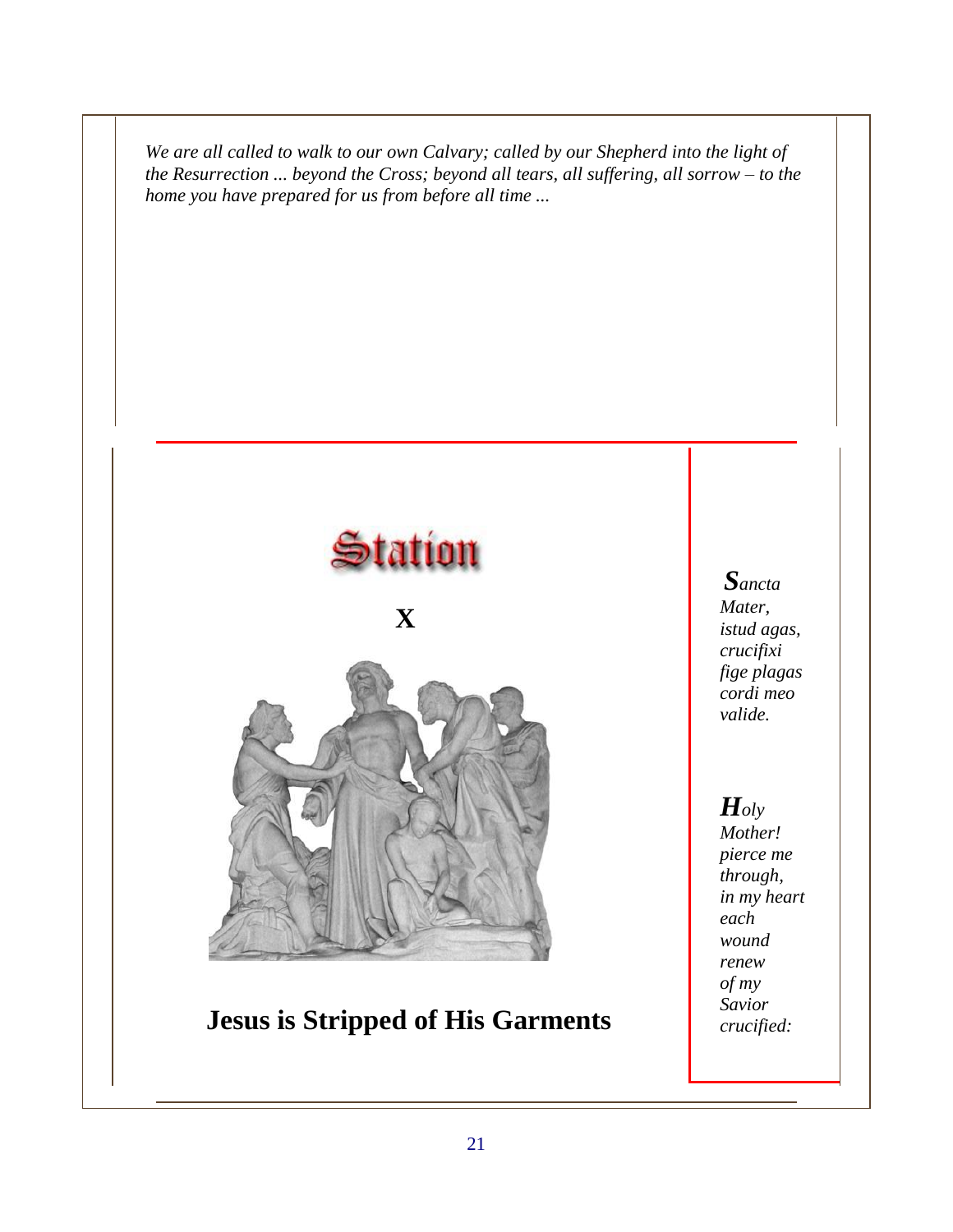*We are all called to walk to our own Calvary; called by our Shepherd into the light of the Resurrection ... beyond the Cross; beyond all tears, all suffering, all sorrow – to the home you have prepared for us from before all time ...*

# Station

## X

## Jesus is Stripped of His Garments

*Sancta Mater, istud agas, crucifixi fige plagas cordi meo valide.*

*Holy Mother! pierce me through, in my heart each wound renew of my Savior crucified:*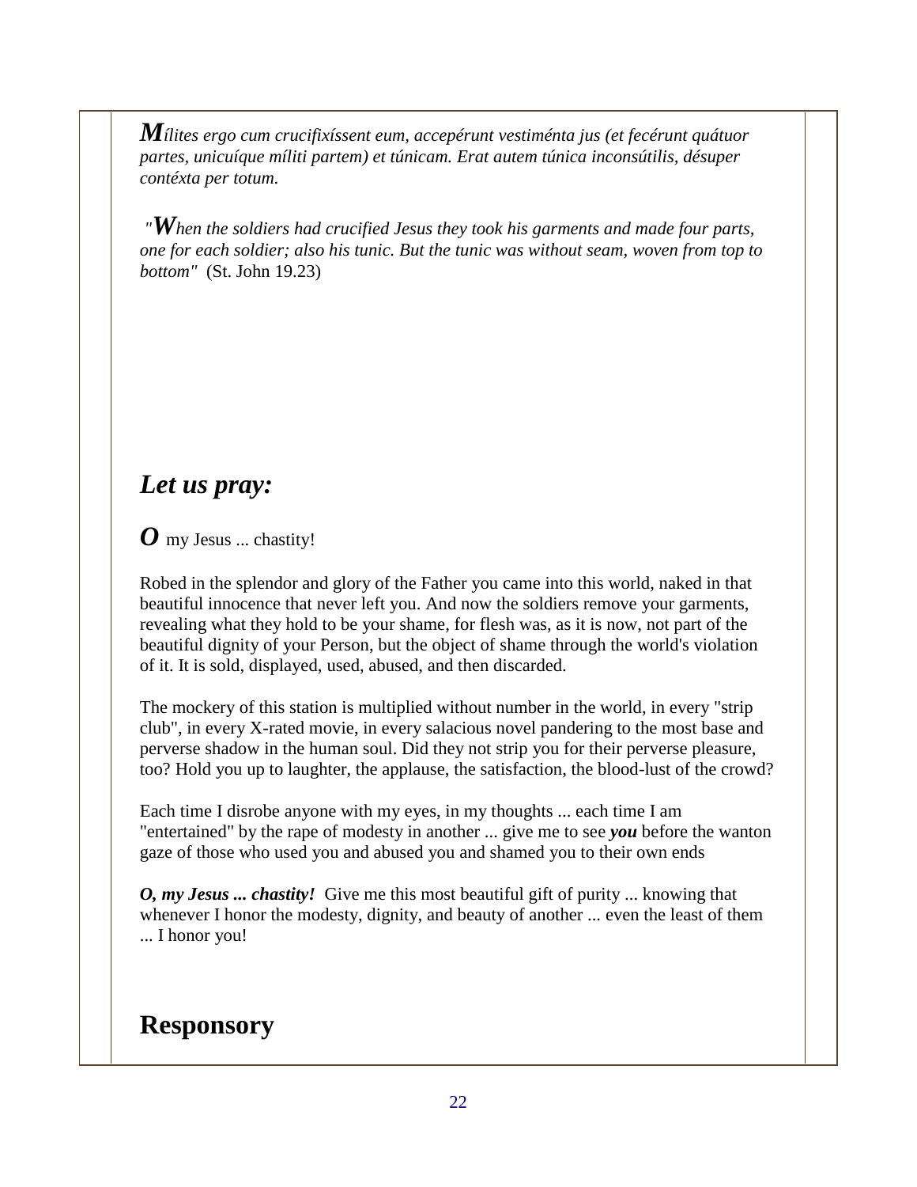*Mílites ergo cum crucifixíssent eum, accepérunt vestiménta jus (et fecérunt quátuor partes, unicuíque míliti partem) et túnicam. Erat autem túnica inconsútilis, désuper contéxta per totum.*

*"When the soldiers had crucified Jesus they took his garments and made four parts, one for each soldier; also his tunic. But the tunic was without seam, woven from top to bottom"* (St. John 19.23)

## *Let us pray:*

***O*** my Jesus ... chastity!

Robed in the splendor and glory of the Father you came into this world, naked in that beautiful innocence that never left you. And now the soldiers remove your garments, revealing what they hold to be your shame, for flesh was, as it is now, not part of the beautiful dignity of your Person, but the object of shame through the world's violation of it. It is sold, displayed, used, abused, and then discarded.

The mockery of this station is multiplied without number in the world, in every "strip club", in every X-rated movie, in every salacious novel pandering to the most base and perverse shadow in the human soul. Did they not strip you for their perverse pleasure, too? Hold you up to laughter, the applause, the satisfaction, the blood-lust of the crowd?

Each time I disrobe anyone with my eyes, in my thoughts ... each time I am "entertained" by the rape of modesty in another ... give me to see ***you*** before the wanton gaze of those who used you and abused you and shamed you to their own ends

***O, my Jesus ... chastity!*** Give me this most beautiful gift of purity ... knowing that whenever I honor the modesty, dignity, and beauty of another ... even the least of them ... I honor you!

## Responsory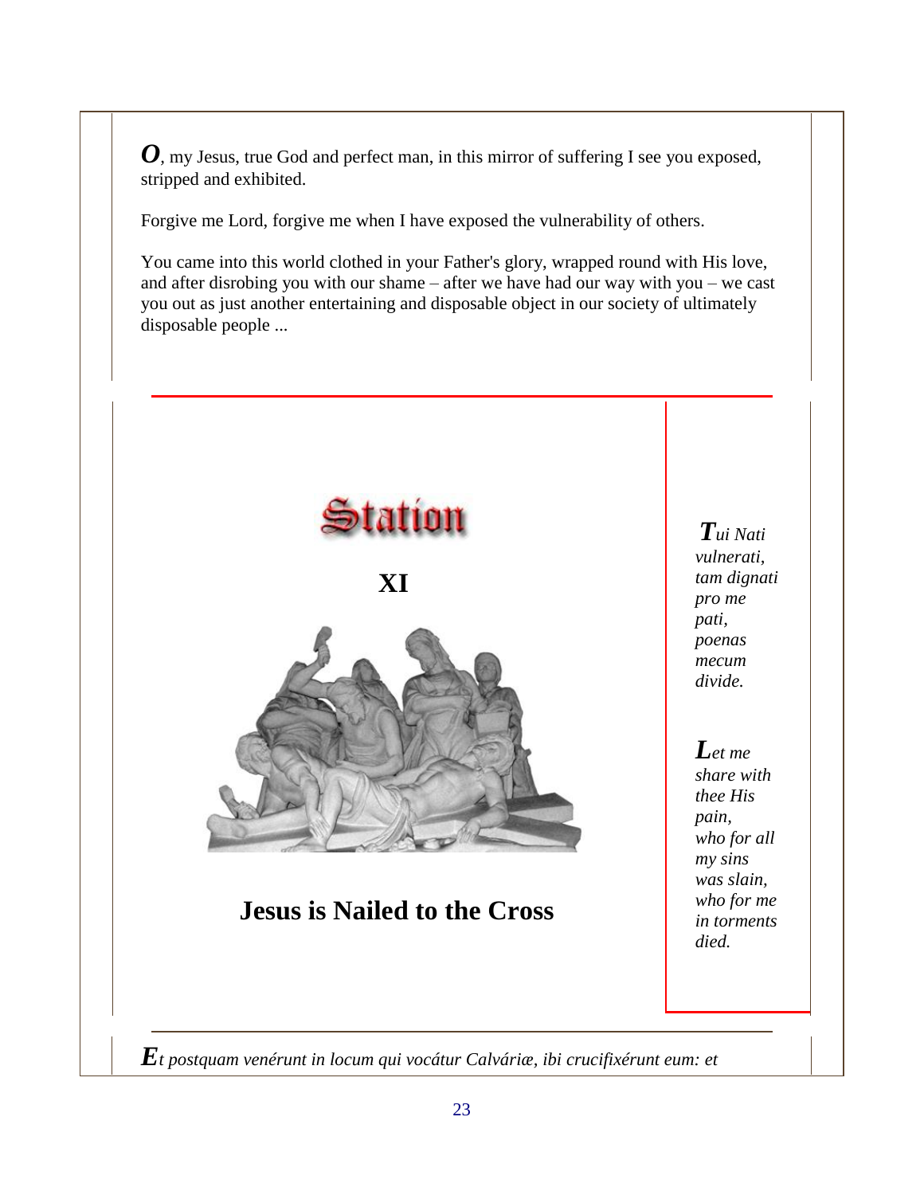***O***, my Jesus, true God and perfect man, in this mirror of suffering I see you exposed, stripped and exhibited.

Forgive me Lord, forgive me when I have exposed the vulnerability of others.

You came into this world clothed in your Father's glory, wrapped round with His love, and after disrobing you with our shame – after we have had our way with you – we cast you out as just another entertaining and disposable object in our society of ultimately disposable people ...

# Station

## XI

## Jesus is Nailed to the Cross

*Tui Nati vulnerati, tam dignati pro me pati, poenas mecum divide.*

*Let me share with thee His pain, who for all my sins was slain, who for me in torments died.*

*Et postquam venérunt in locum qui vocátur Calváriæ, ibi crucifixérunt eum: et*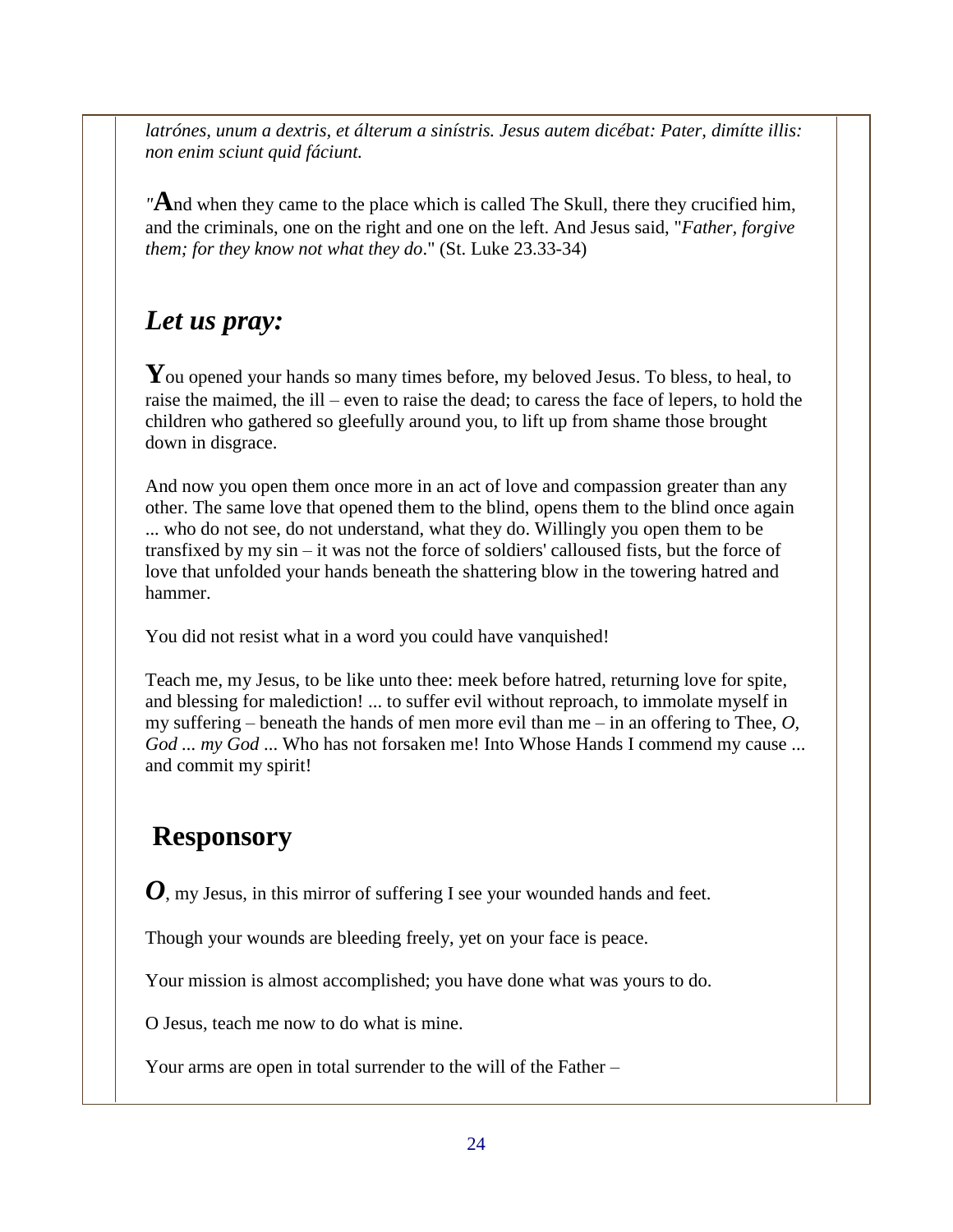*latrónes, unum a dextris, et álterum a sinístris. Jesus autem dicébat: Pater, dimítte illis: non enim sciunt quid fáciunt.*

*"***A**nd when they came to the place which is called The Skull, there they crucified him, and the criminals, one on the right and one on the left. And Jesus said, "*Father, forgive them; for they know not what they do*." (St. Luke 23.33-34)

## *Let us pray:*

**Y**ou opened your hands so many times before, my beloved Jesus. To bless, to heal, to raise the maimed, the ill – even to raise the dead; to caress the face of lepers, to hold the children who gathered so gleefully around you, to lift up from shame those brought down in disgrace.

And now you open them once more in an act of love and compassion greater than any other. The same love that opened them to the blind, opens them to the blind once again ... who do not see, do not understand, what they do. Willingly you open them to be transfixed by my sin – it was not the force of soldiers' calloused fists, but the force of love that unfolded your hands beneath the shattering blow in the towering hatred and hammer.

You did not resist what in a word you could have vanquished!

Teach me, my Jesus, to be like unto thee: meek before hatred, returning love for spite, and blessing for malediction! ... to suffer evil without reproach, to immolate myself in my suffering – beneath the hands of men more evil than me – in an offering to Thee, *O, God ... my God ...* Who has not forsaken me! Into Whose Hands I commend my cause ... and commit my spirit!

## Responsory

***O***, my Jesus, in this mirror of suffering I see your wounded hands and feet.

Though your wounds are bleeding freely, yet on your face is peace.

Your mission is almost accomplished; you have done what was yours to do.

O Jesus, teach me now to do what is mine.

Your arms are open in total surrender to the will of the Father –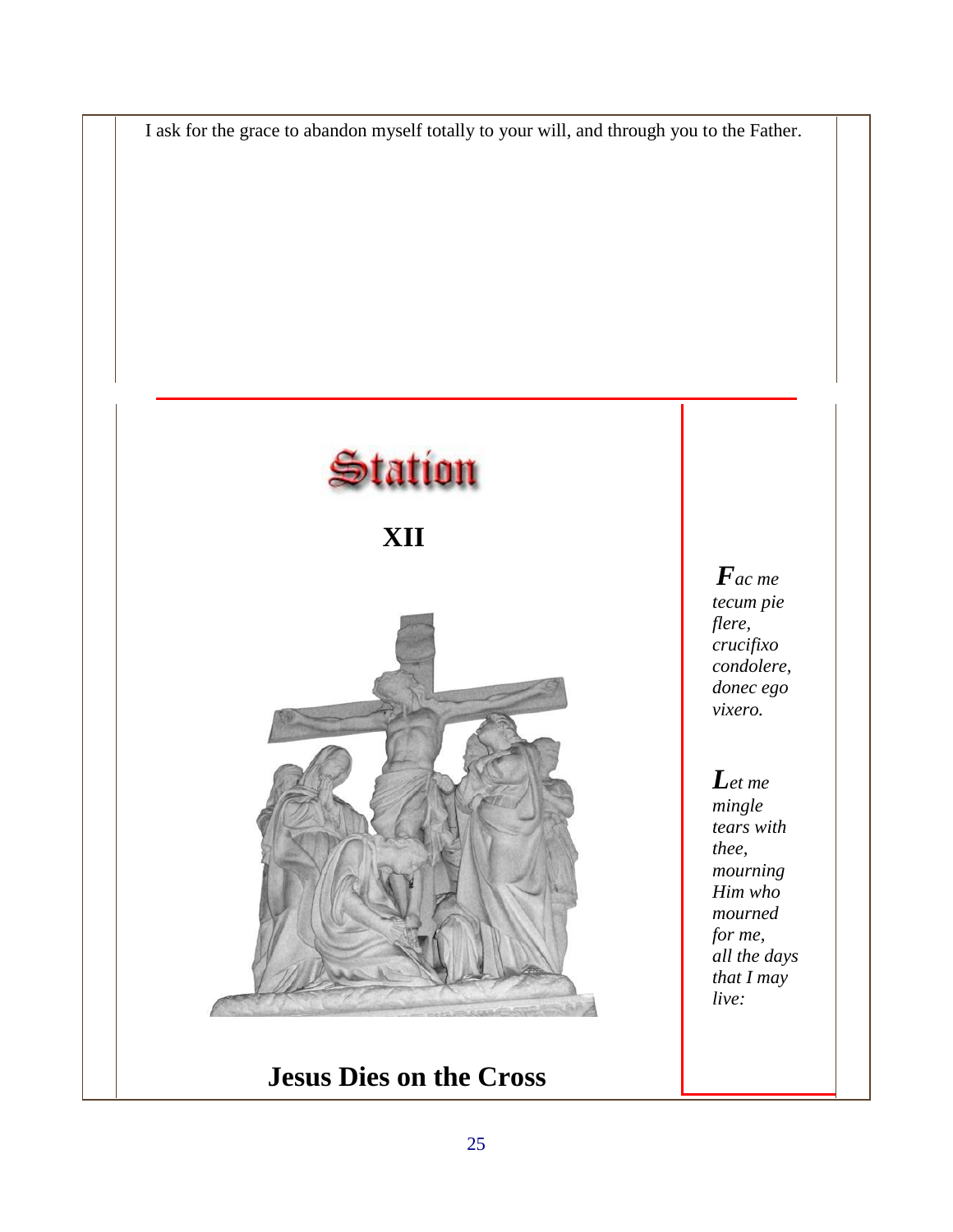I ask for the grace to abandon myself totally to your will, and through you to the Father.

# Station

## XII

*Fac me tecum pie flere, crucifixo condolere, donec ego vixero.*

*Let me mingle tears with thee, mourning Him who mourned for me, all the days that I may live:*

## Jesus Dies on the Cross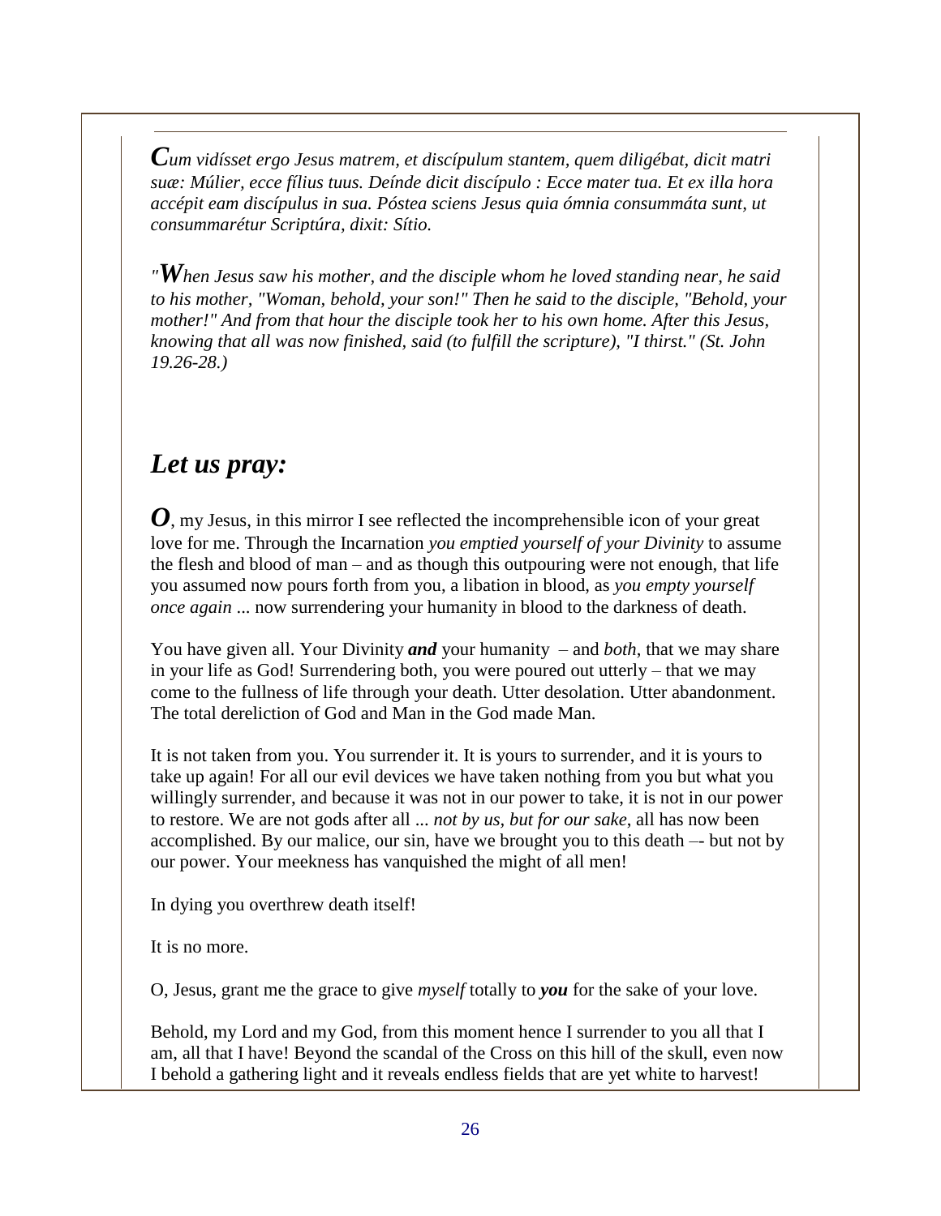*Cum vidísset ergo Jesus matrem, et discípulum stantem, quem diligébat, dicit matri suæ: Múlier, ecce fílius tuus. Deínde dicit discípulo : Ecce mater tua. Et ex illa hora accépit eam discípulus in sua. Póstea sciens Jesus quia ómnia consummáta sunt, ut consummarétur Scriptúra, dixit: Sítio.*

*"When Jesus saw his mother, and the disciple whom he loved standing near, he said to his mother, "Woman, behold, your son!" Then he said to the disciple, "Behold, your mother!" And from that hour the disciple took her to his own home. After this Jesus, knowing that all was now finished, said (to fulfill the scripture), "I thirst." (St. John 19.26-28.)*

## *Let us pray:*

***O***, my Jesus, in this mirror I see reflected the incomprehensible icon of your great love for me. Through the Incarnation *you emptied yourself of your Divinity* to assume the flesh and blood of man – and as though this outpouring were not enough, that life you assumed now pours forth from you, a libation in blood, as *you empty yourself once again* ... now surrendering your humanity in blood to the darkness of death.

You have given all. Your Divinity ***and*** your humanity – and *both*, that we may share in your life as God! Surrendering both, you were poured out utterly – that we may come to the fullness of life through your death. Utter desolation. Utter abandonment. The total dereliction of God and Man in the God made Man.

It is not taken from you. You surrender it. It is yours to surrender, and it is yours to take up again! For all our evil devices we have taken nothing from you but what you willingly surrender, and because it was not in our power to take, it is not in our power to restore. We are not gods after all ... *not by us, but for our sake*, all has now been accomplished. By our malice, our sin, have we brought you to this death –- but not by our power. Your meekness has vanquished the might of all men!

In dying you overthrew death itself!

It is no more.

O, Jesus, grant me the grace to give *myself* totally to ***you*** for the sake of your love.

Behold, my Lord and my God, from this moment hence I surrender to you all that I am, all that I have! Beyond the scandal of the Cross on this hill of the skull, even now I behold a gathering light and it reveals endless fields that are yet white to harvest!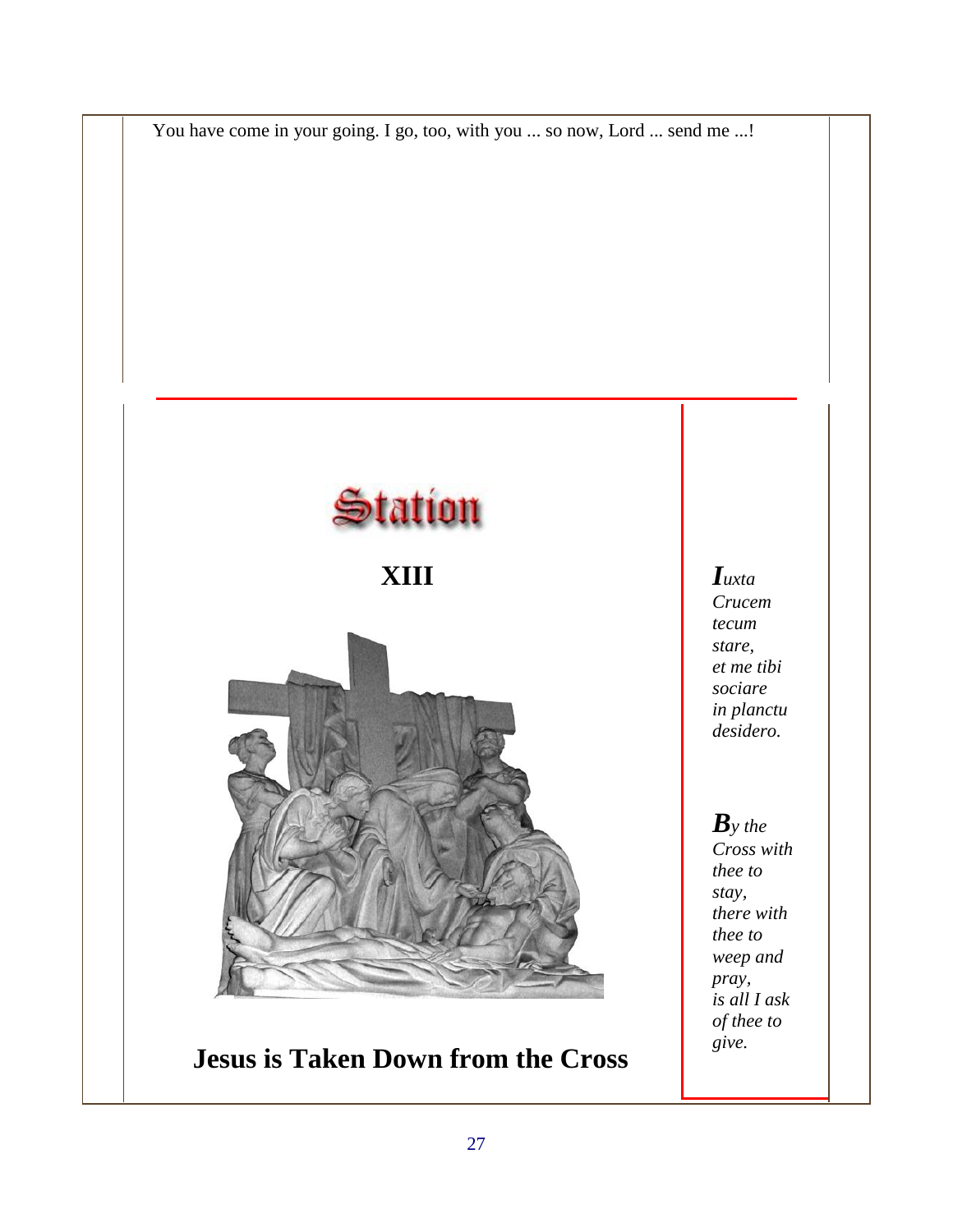You have come in your going. I go, too, with you ... so now, Lord ... send me ...!

# Station

## XIII

## Jesus is Taken Down from the Cross

*Iuxta Crucem tecum stare, et me tibi sociare in planctu desidero.*

*By the Cross with thee to stay, there with thee to weep and pray, is all I ask of thee to give.*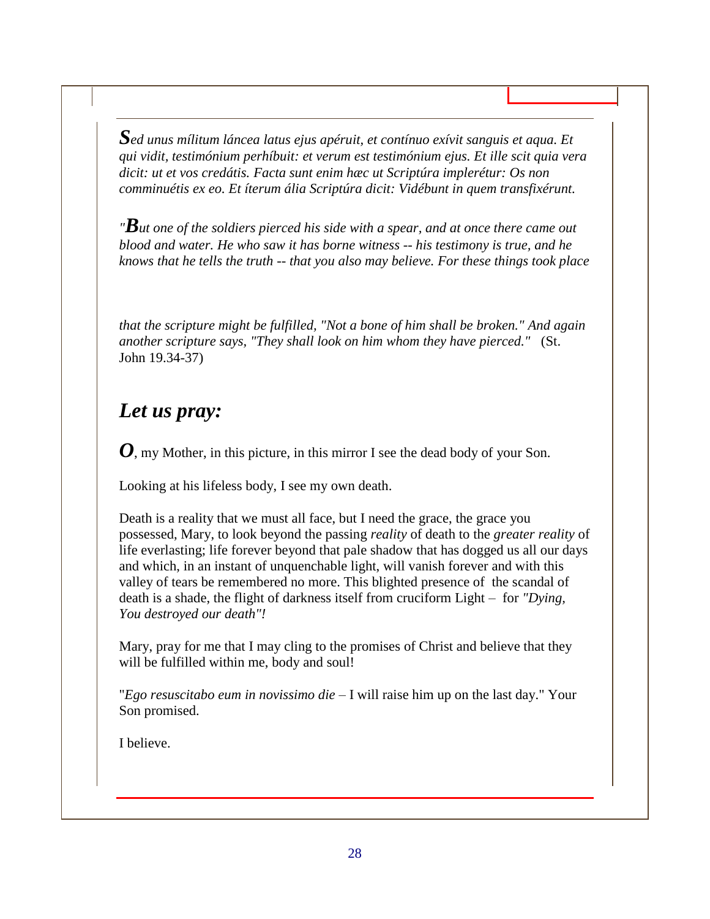*Sed unus mílitum láncea latus ejus apéruit, et contínuo exívit sanguis et aqua. Et qui vidit, testimónium perhíbuit: et verum est testimónium ejus. Et ille scit quia vera dicit: ut et vos credátis. Facta sunt enim hæc ut Scriptúra implerétur: Os non comminuétis ex eo. Et íterum ália Scriptúra dicit: Vidébunt in quem transfixérunt.*

*"But one of the soldiers pierced his side with a spear, and at once there came out blood and water. He who saw it has borne witness -- his testimony is true, and he knows that he tells the truth -- that you also may believe. For these things took place that the scripture might be fulfilled, "Not a bone of him shall be broken." And again another scripture says, "They shall look on him whom they have pierced."* (St. John 19.34-37)

## *Let us pray:*

***O***, my Mother, in this picture, in this mirror I see the dead body of your Son.

Looking at his lifeless body, I see my own death.

Death is a reality that we must all face, but I need the grace, the grace you possessed, Mary, to look beyond the passing *reality* of death to the *greater reality* of life everlasting; life forever beyond that pale shadow that has dogged us all our days and which, in an instant of unquenchable light, will vanish forever and with this valley of tears be remembered no more. This blighted presence of the scandal of death is a shade, the flight of darkness itself from cruciform Light – for *"Dying, You destroyed our death"!*

Mary, pray for me that I may cling to the promises of Christ and believe that they will be fulfilled within me, body and soul!

"*Ego resuscitabo eum in novissimo die* – I will raise him up on the last day." Your Son promised.

I believe.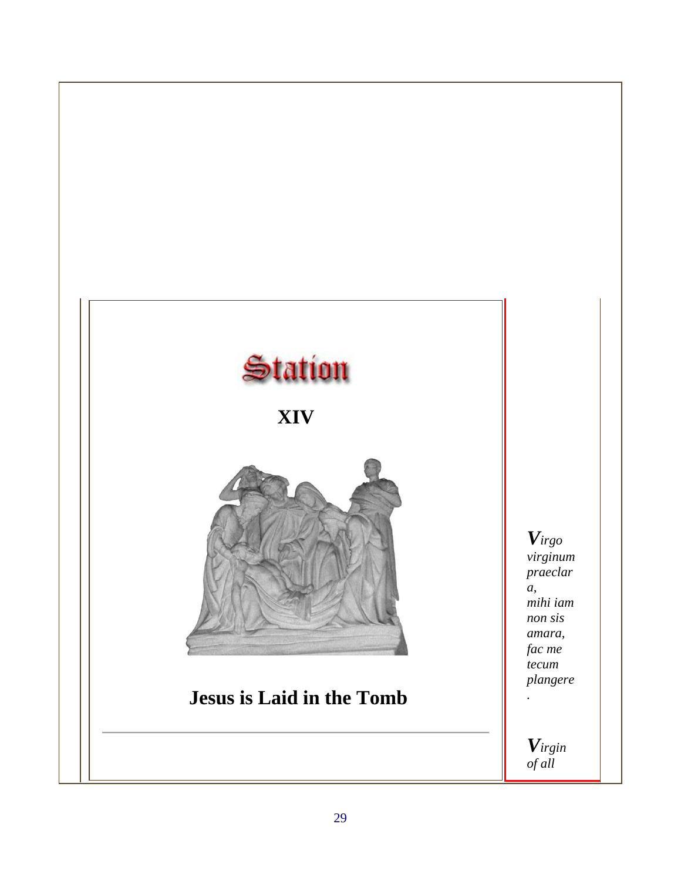# Station

## XIV

## Jesus is Laid in the Tomb

---

*Virgo virginum praeclara, mihi iam non sis amara, fac me tecum plangere.*

*Virgin of all*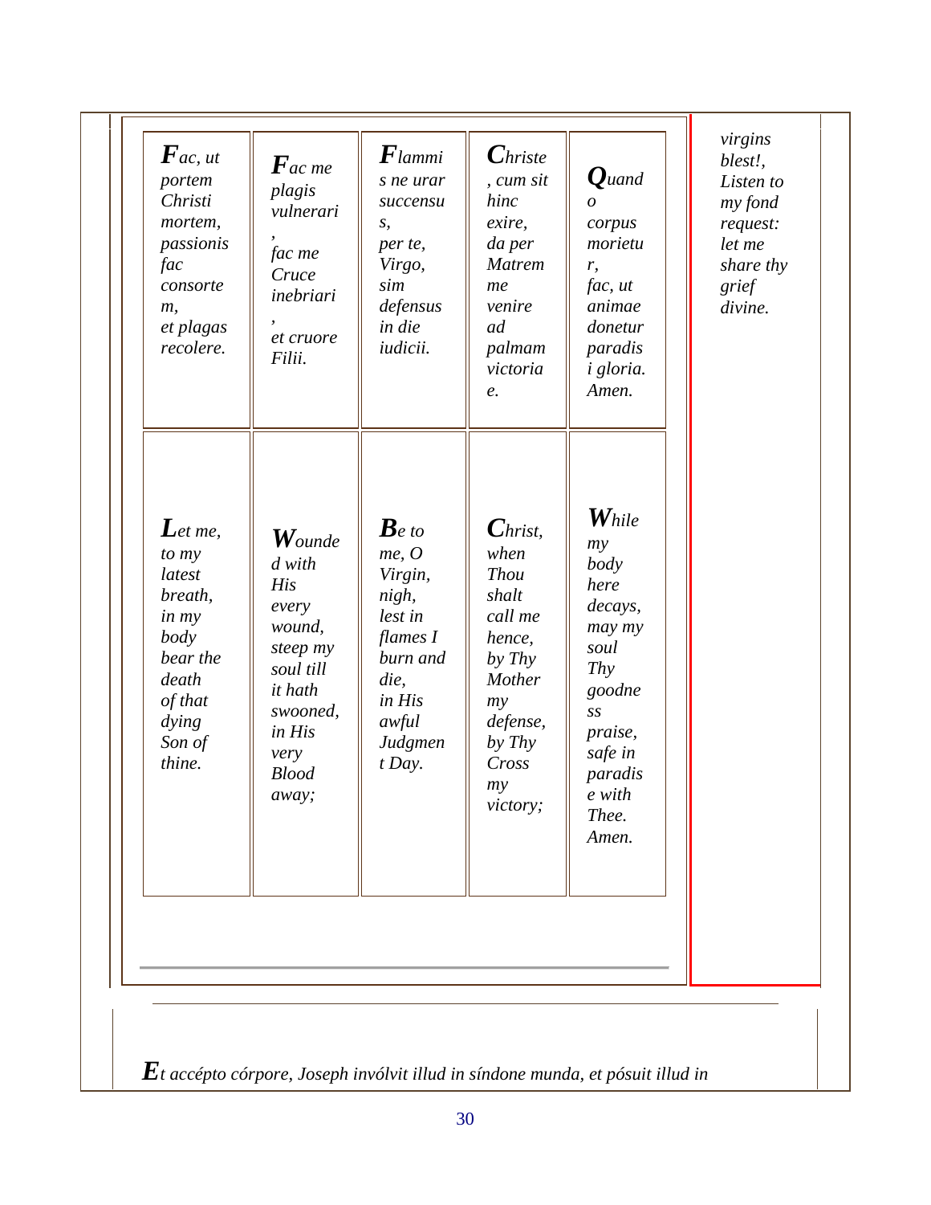| | | | | |
|---|---|---|---|---|
| ***F**ac, ut portem Christi mortem, passionis fac consortem, et plagas recolere.* | ***F**ac me plagis vulnerari, fac me Cruce inebriari, et cruore Filii.* | ***F**lammis ne urar succensus, per te, Virgo, sim defensus in die iudicii.* | ***C**hriste, cum sit hinc exire, da per Matrem me venire ad palmam victoriae.* | ***Q**uando corpus morietur, fac, ut animae donetur paradisi gloria. Amen.* |
| ***L**et me, to my latest breath, in my body bear the death of that dying Son of thine.* | ***W**ounded with His every wound, steep my soul till it hath swooned, in His very Blood away;* | ***B**e to me, O Virgin, nigh, lest in flames I burn and die, in His awful Judgment Day.* | ***C**hrist, when Thou shalt call me hence, by Thy Mother my defense, by Thy Cross my victory;* | ***W**hile my body here decays, may my soul Thy goodness praise, safe in paradise with Thee. Amen.* |

*virgins blest!, Listen to my fond request: let me share thy grief divine.*

***E**t accépto córpore, Joseph invólvit illud in síndone munda, et pósuit illud in*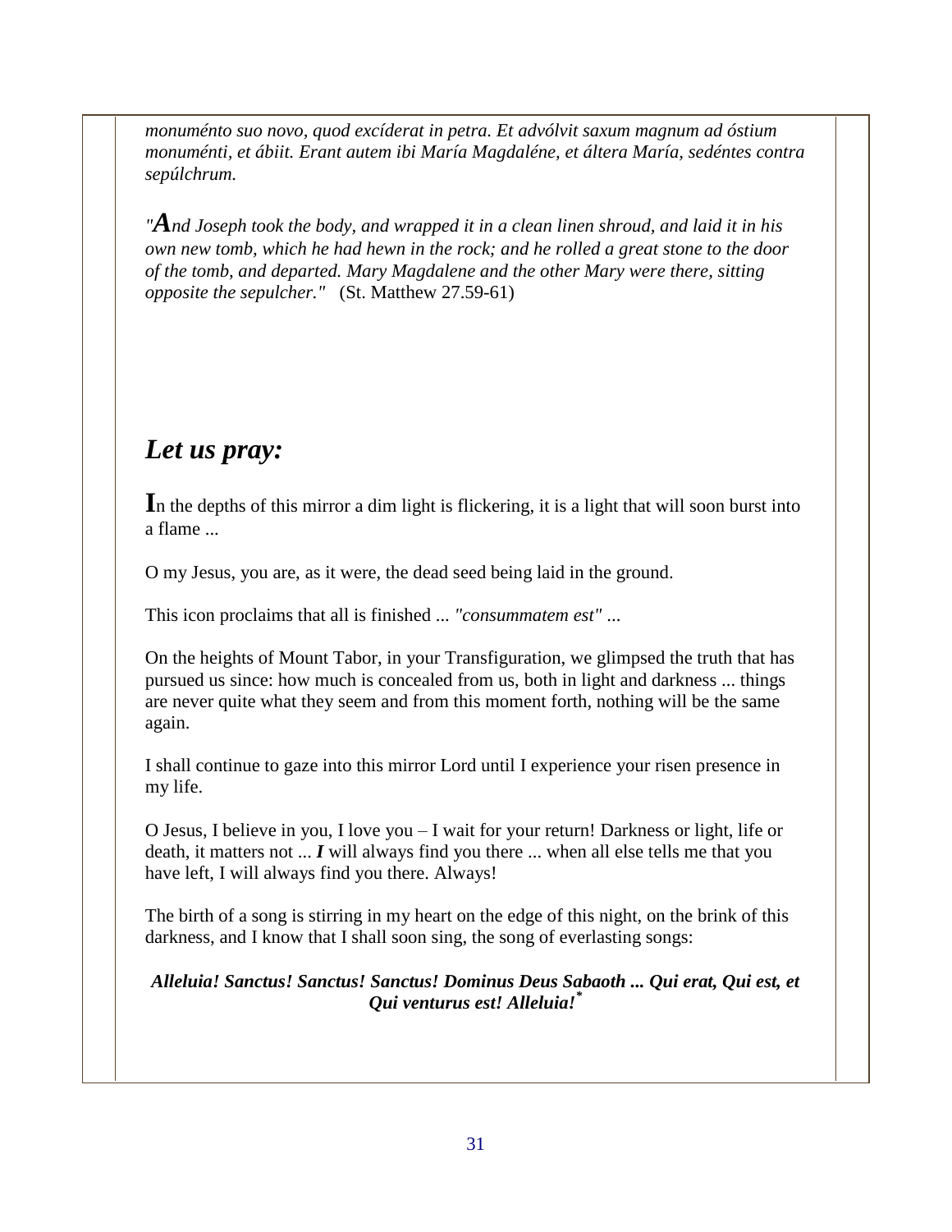*monuménto suo novo, quod excíderat in petra. Et advólvit saxum magnum ad óstium monuménti, et ábiit. Erant autem ibi María Magdaléne, et áltera María, sedéntes contra sepúlchrum.*

*"**A**nd Joseph took the body, and wrapped it in a clean linen shroud, and laid it in his own new tomb, which he had hewn in the rock; and he rolled a great stone to the door of the tomb, and departed. Mary Magdalene and the other Mary were there, sitting opposite the sepulcher."* (St. Matthew 27.59-61)

## *Let us pray:*

**I**n the depths of this mirror a dim light is flickering, it is a light that will soon burst into a flame ...

O my Jesus, you are, as it were, the dead seed being laid in the ground.

This icon proclaims that all is finished ... *"consummatem est"* ...

On the heights of Mount Tabor, in your Transfiguration, we glimpsed the truth that has pursued us since: how much is concealed from us, both in light and darkness ... things are never quite what they seem and from this moment forth, nothing will be the same again.

I shall continue to gaze into this mirror Lord until I experience your risen presence in my life.

O Jesus, I believe in you, I love you – I wait for your return! Darkness or light, life or death, it matters not ... ***I*** will always find you there ... when all else tells me that you have left, I will always find you there. Always!

The birth of a song is stirring in my heart on the edge of this night, on the brink of this darkness, and I know that I shall soon sing, the song of everlasting songs:

***Alleluia! Sanctus! Sanctus! Sanctus! Dominus Deus Sabaoth ... Qui erat, Qui est, et Qui venturus est! Alleluia!*** *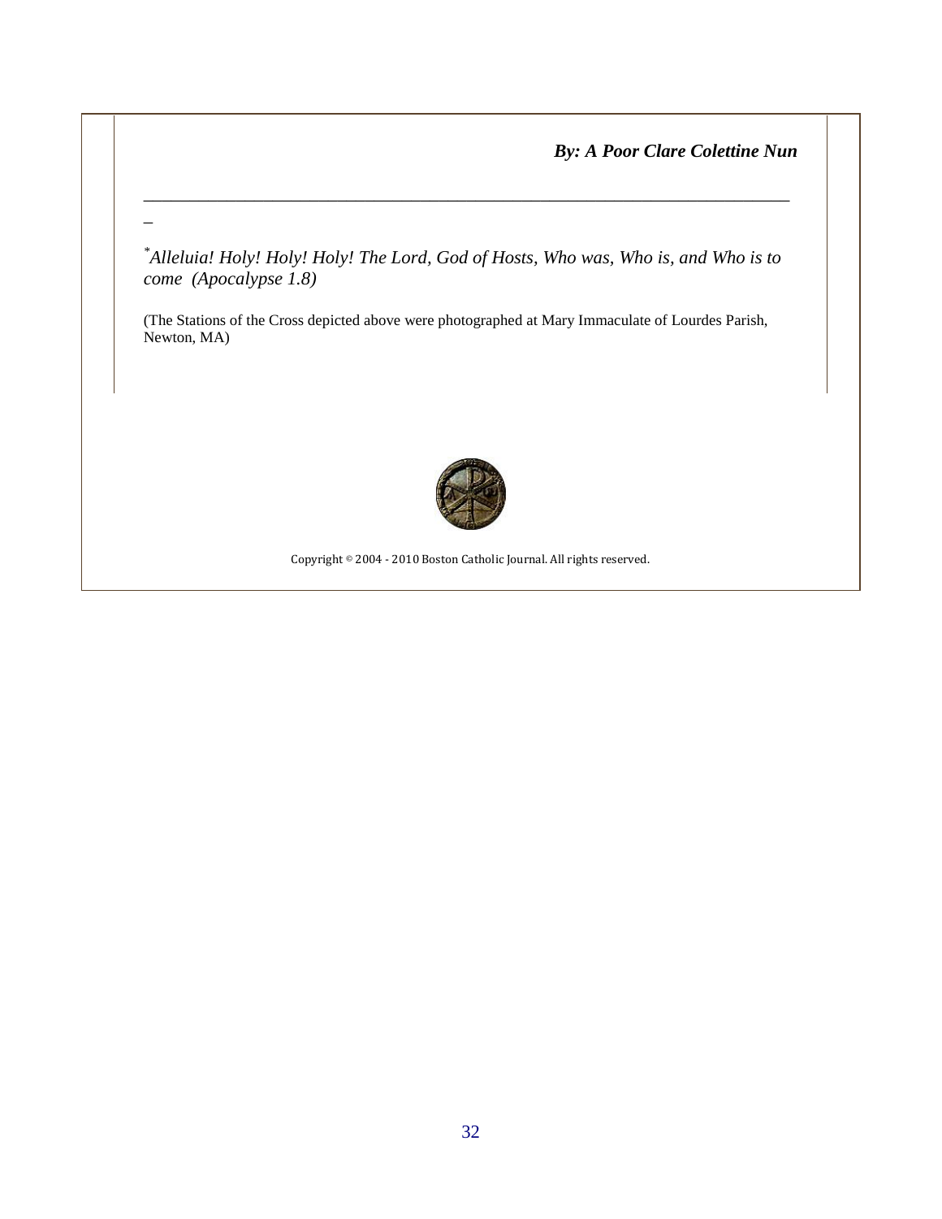***By: A Poor Clare Colettine Nun***

---

_

*\*Alleluia! Holy! Holy! Holy! The Lord, God of Hosts, Who was, Who is, and Who is to come (Apocalypse 1.8)*

(The Stations of the Cross depicted above were photographed at Mary Immaculate of Lourdes Parish, Newton, MA)

Copyright © 2004 - 2010 Boston Catholic Journal. All rights reserved.